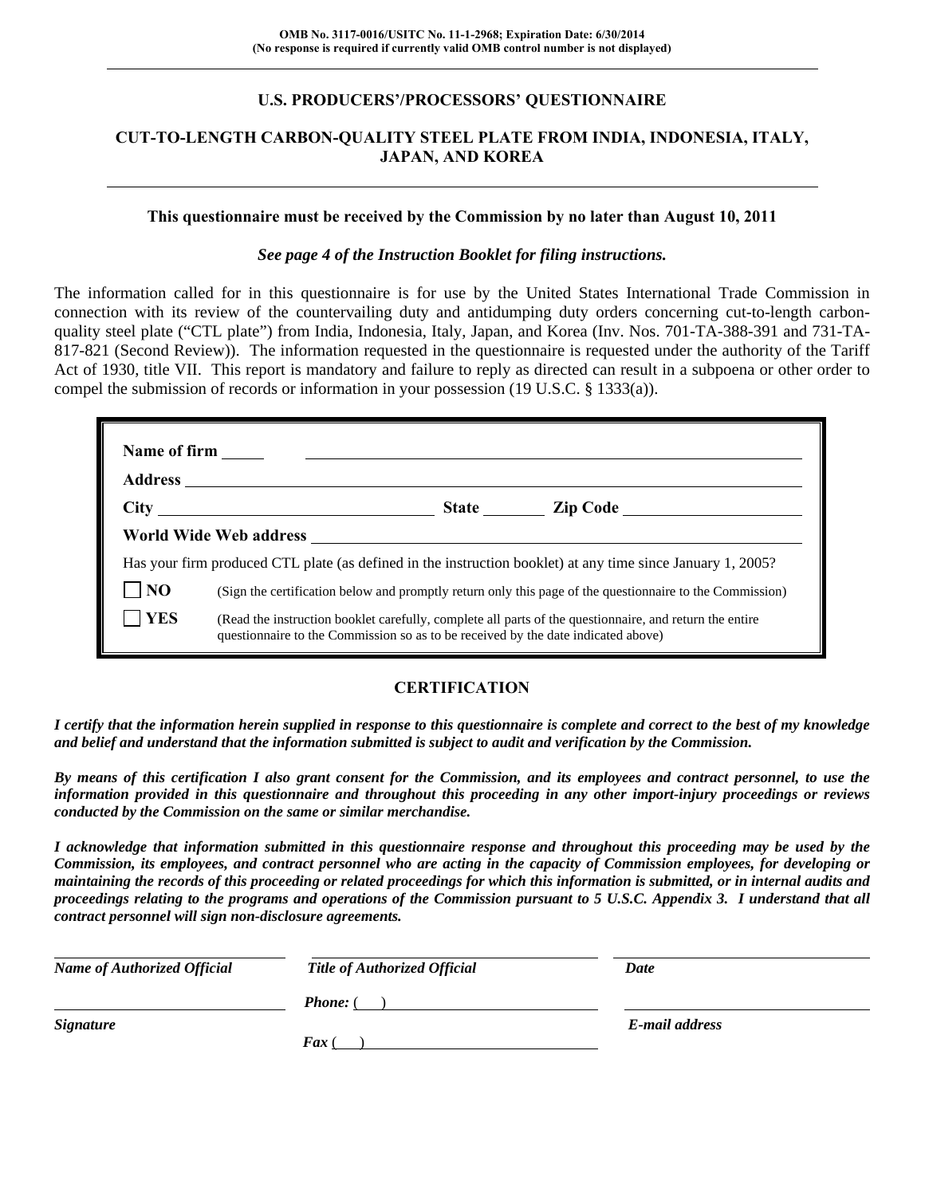OMB No. 3117-0016/USITC No. 11-1-2968; Expiration Date: 6/30/2014
(No response is required if currently valid OMB control number is not displayed)

# U.S. PRODUCERS'/PROCESSORS' QUESTIONNAIRE

## CUT-TO-LENGTH CARBON-QUALITY STEEL PLATE FROM INDIA, INDONESIA, ITALY, JAPAN, AND KOREA

**This questionnaire must be received by the Commission by no later than August 10, 2011**

***See page 4 of the Instruction Booklet for filing instructions.***

The information called for in this questionnaire is for use by the United States International Trade Commission in connection with its review of the countervailing duty and antidumping duty orders concerning cut-to-length carbon-quality steel plate ("CTL plate") from India, Indonesia, Italy, Japan, and Korea (Inv. Nos. 701-TA-388-391 and 731-TA-817-821 (Second Review)). The information requested in the questionnaire is requested under the authority of the Tariff Act of 1930, title VII. This report is mandatory and failure to reply as directed can result in a subpoena or other order to compel the submission of records or information in your possession (19 U.S.C. § 1333(a)).

**Name of firm** ______________________________

**Address** ______________________________

**City** ______________ **State** ________ **Zip Code** ______________

**World Wide Web address** ______________________________

Has your firm produced CTL plate (as defined in the instruction booklet) at any time since January 1, 2005?

☐ **NO** (Sign the certification below and promptly return only this page of the questionnaire to the Commission)

☐ **YES** (Read the instruction booklet carefully, complete all parts of the questionnaire, and return the entire questionnaire to the Commission so as to be received by the date indicated above)

## CERTIFICATION

***I certify that the information herein supplied in response to this questionnaire is complete and correct to the best of my knowledge and belief and understand that the information submitted is subject to audit and verification by the Commission.***

***By means of this certification I also grant consent for the Commission, and its employees and contract personnel, to use the information provided in this questionnaire and throughout this proceeding in any other import-injury proceedings or reviews conducted by the Commission on the same or similar merchandise.***

***I acknowledge that information submitted in this questionnaire response and throughout this proceeding may be used by the Commission, its employees, and contract personnel who are acting in the capacity of Commission employees, for developing or maintaining the records of this proceeding or related proceedings for which this information is submitted, or in internal audits and proceedings relating to the programs and operations of the Commission pursuant to 5 U.S.C. Appendix 3. I understand that all contract personnel will sign non-disclosure agreements.***

| ______________________ | ______________________ | ______________________ |
|---|---|---|
| ***Name of Authorized Official*** | ***Title of Authorized Official*** | ***Date*** |
| ______________________ | ***Phone:*** ( ) ______________ | ______________________ |
| ***Signature*** | ***Fax*** ( ) ______________ | ***E-mail address*** |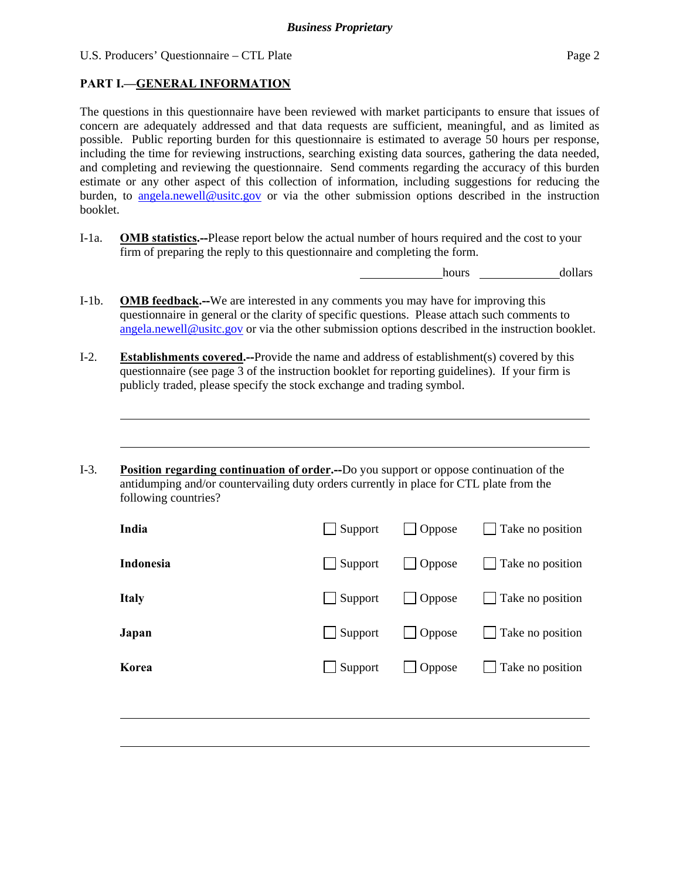## PART I.—GENERAL INFORMATION

The questions in this questionnaire have been reviewed with market participants to ensure that issues of concern are adequately addressed and that data requests are sufficient, meaningful, and as limited as possible. Public reporting burden for this questionnaire is estimated to average 50 hours per response, including the time for reviewing instructions, searching existing data sources, gathering the data needed, and completing and reviewing the questionnaire. Send comments regarding the accuracy of this burden estimate or any other aspect of this collection of information, including suggestions for reducing the burden, to angela.newell@usitc.gov or via the other submission options described in the instruction booklet.

I-1a. **OMB statistics.--**Please report below the actual number of hours required and the cost to your firm of preparing the reply to this questionnaire and completing the form.

______________ hours ______________ dollars

I-1b. **OMB feedback.--**We are interested in any comments you may have for improving this questionnaire in general or the clarity of specific questions. Please attach such comments to angela.newell@usitc.gov or via the other submission options described in the instruction booklet.

I-2. **Establishments covered.--**Provide the name and address of establishment(s) covered by this questionnaire (see page 3 of the instruction booklet for reporting guidelines). If your firm is publicly traded, please specify the stock exchange and trading symbol.

________________________________________________________________________________

________________________________________________________________________________

I-3. **Position regarding continuation of order.--**Do you support or oppose continuation of the antidumping and/or countervailing duty orders currently in place for CTL plate from the following countries?

| | | | |
|---|---|---|---|
| **India** | ☐ Support | ☐ Oppose | ☐ Take no position |
| **Indonesia** | ☐ Support | ☐ Oppose | ☐ Take no position |
| **Italy** | ☐ Support | ☐ Oppose | ☐ Take no position |
| **Japan** | ☐ Support | ☐ Oppose | ☐ Take no position |
| **Korea** | ☐ Support | ☐ Oppose | ☐ Take no position |

________________________________________________________________________________

________________________________________________________________________________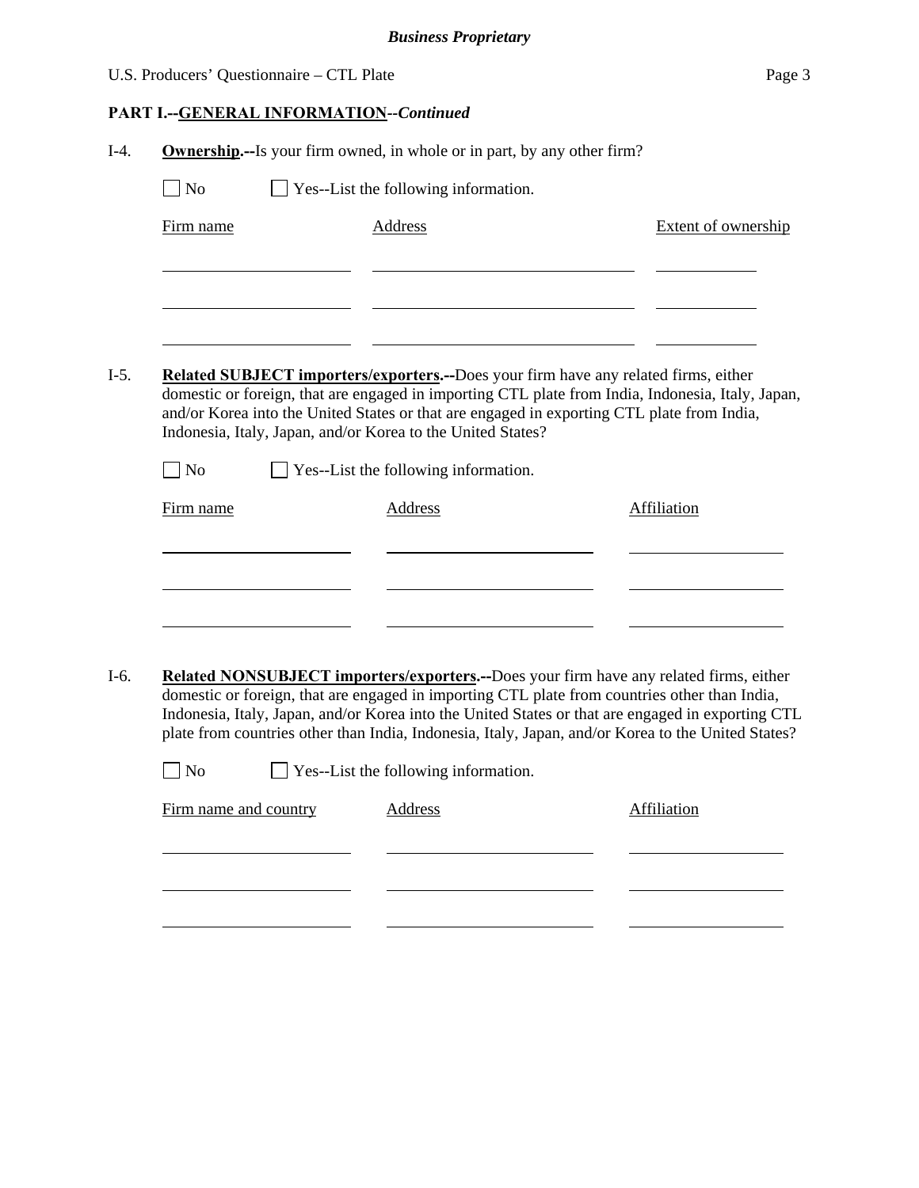**PART I.--GENERAL INFORMATION**--*Continued*

I-4. **Ownership.--**Is your firm owned, in whole or in part, by any other firm?

☐ No ☐ Yes--List the following information.

| Firm name | Address | Extent of ownership |
| --- | --- | --- |
| | | |
| | | |
| | | |

I-5. **Related SUBJECT importers/exporters.--**Does your firm have any related firms, either domestic or foreign, that are engaged in importing CTL plate from India, Indonesia, Italy, Japan, and/or Korea into the United States or that are engaged in exporting CTL plate from India, Indonesia, Italy, Japan, and/or Korea to the United States?

☐ No ☐ Yes--List the following information.

| Firm name | Address | Affiliation |
| --- | --- | --- |
| | | |
| | | |
| | | |

I-6. **Related NONSUBJECT importers/exporters.--**Does your firm have any related firms, either domestic or foreign, that are engaged in importing CTL plate from countries other than India, Indonesia, Italy, Japan, and/or Korea into the United States or that are engaged in exporting CTL plate from countries other than India, Indonesia, Italy, Japan, and/or Korea to the United States?

☐ No ☐ Yes--List the following information.

| Firm name and country | Address | Affiliation |
| --- | --- | --- |
| | | |
| | | |
| | | |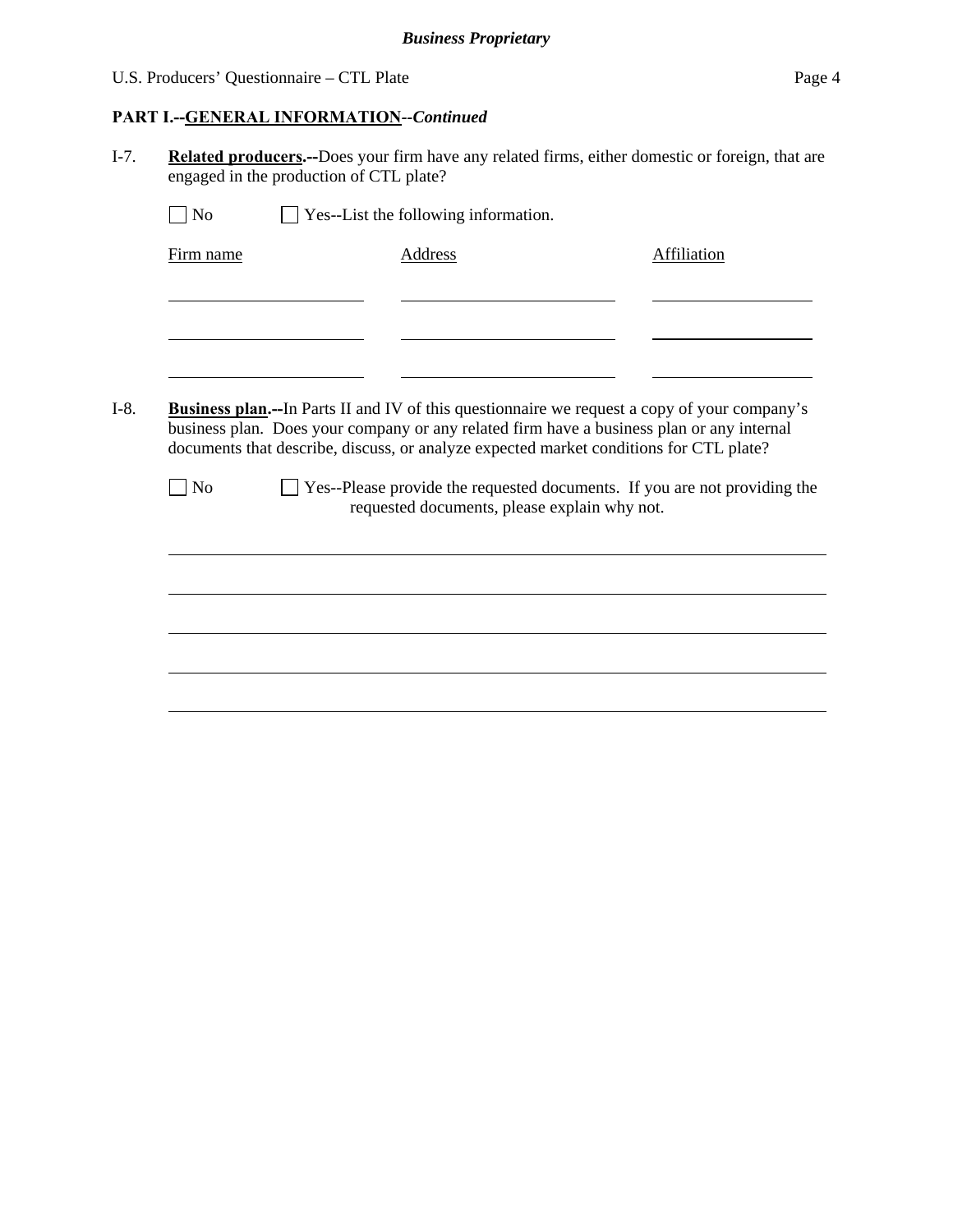**PART I.--GENERAL INFORMATION**--*Continued*

I-7. **Related producers.--**Does your firm have any related firms, either domestic or foreign, that are engaged in the production of CTL plate?

☐ No ☐ Yes--List the following information.

| Firm name | Address | Affiliation |
| --- | --- | --- |
| | | |
| | | |
| | | |

I-8. **Business plan.--**In Parts II and IV of this questionnaire we request a copy of your company's business plan. Does your company or any related firm have a business plan or any internal documents that describe, discuss, or analyze expected market conditions for CTL plate?

☐ No ☐ Yes--Please provide the requested documents. If you are not providing the requested documents, please explain why not.

______________________________________________________________________

______________________________________________________________________

______________________________________________________________________

______________________________________________________________________

______________________________________________________________________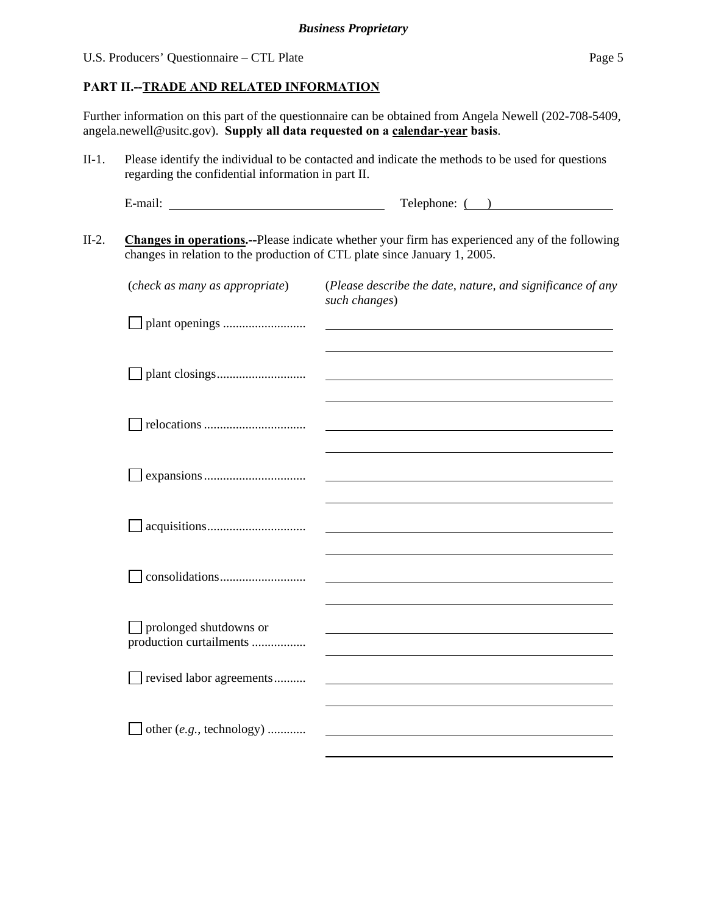**Business Proprietary**

## PART II.--TRADE AND RELATED INFORMATION

Further information on this part of the questionnaire can be obtained from Angela Newell (202-708-5409, angela.newell@usitc.gov). **Supply all data requested on a calendar-year basis**.

II-1. Please identify the individual to be contacted and indicate the methods to be used for questions regarding the confidential information in part II.

E-mail: ______________________________ Telephone: ( ) ____________________

II-2. **Changes in operations.--**Please indicate whether your firm has experienced any of the following changes in relation to the production of CTL plate since January 1, 2005.

| (*check as many as appropriate*) | (*Please describe the date, nature, and significance of any such changes*) |
|---|---|
| ☐ plant openings .......................... | |
| ☐ plant closings............................ | |
| ☐ relocations ................................ | |
| ☐ expansions................................ | |
| ☐ acquisitions............................... | |
| ☐ consolidations........................... | |
| ☐ prolonged shutdowns or production curtailments ................. | |
| ☐ revised labor agreements.......... | |
| ☐ other (*e.g.*, technology) ............ | |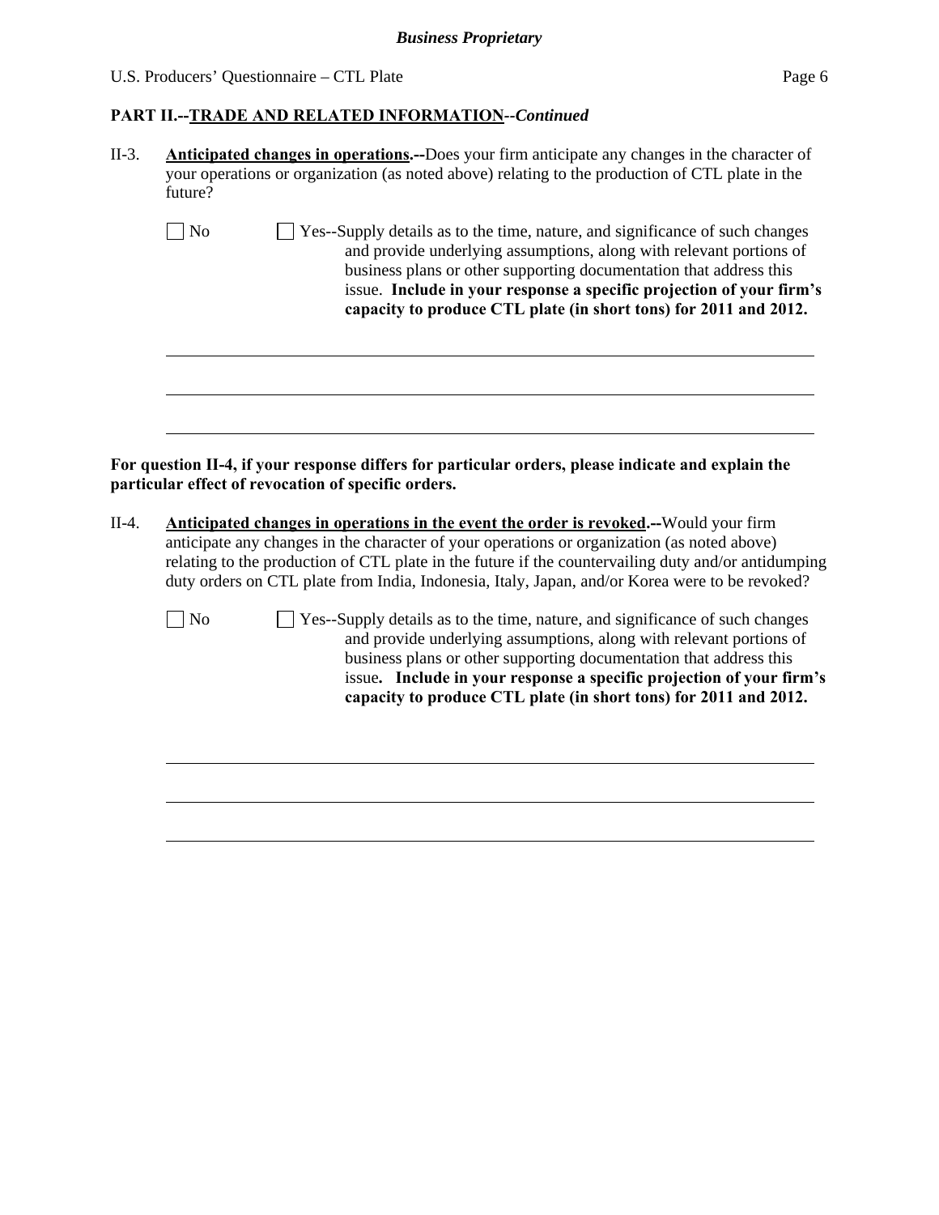## PART II.--TRADE AND RELATED INFORMATION--*Continued*

II-3. **Anticipated changes in operations.--**Does your firm anticipate any changes in the character of your operations or organization (as noted above) relating to the production of CTL plate in the future?

☐ No ☐ Yes--Supply details as to the time, nature, and significance of such changes and provide underlying assumptions, along with relevant portions of business plans or other supporting documentation that address this issue. **Include in your response a specific projection of your firm's capacity to produce CTL plate (in short tons) for 2011 and 2012.**

______________________________________________________________________

______________________________________________________________________

______________________________________________________________________

**For question II-4, if your response differs for particular orders, please indicate and explain the particular effect of revocation of specific orders.**

II-4. **Anticipated changes in operations in the event the order is revoked.--**Would your firm anticipate any changes in the character of your operations or organization (as noted above) relating to the production of CTL plate in the future if the countervailing duty and/or antidumping duty orders on CTL plate from India, Indonesia, Italy, Japan, and/or Korea were to be revoked?

☐ No ☐ Yes--Supply details as to the time, nature, and significance of such changes and provide underlying assumptions, along with relevant portions of business plans or other supporting documentation that address this issue**. Include in your response a specific projection of your firm's capacity to produce CTL plate (in short tons) for 2011 and 2012.**

______________________________________________________________________

______________________________________________________________________

______________________________________________________________________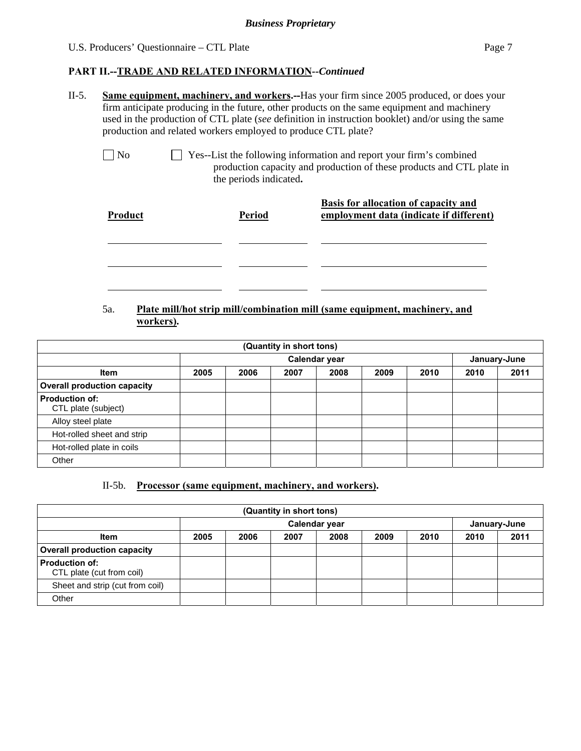*Business Proprietary*

## PART II.--TRADE AND RELATED INFORMATION--*Continued*

II-5. **Same equipment, machinery, and workers.--**Has your firm since 2005 produced, or does your firm anticipate producing in the future, other products on the same equipment and machinery used in the production of CTL plate (*see* definition in instruction booklet) and/or using the same production and related workers employed to produce CTL plate?

☐ No ☐ Yes--List the following information and report your firm's combined production capacity and production of these products and CTL plate in the periods indicated**.**

| Product | Period | Basis for allocation of capacity and employment data (indicate if different) |
|---|---|---|
| | | |
| | | |
| | | |

5a. **Plate mill/hot strip mill/combination mill (same equipment, machinery, and workers).**

| (Quantity in short tons) | | | | | | | | |
|---|---|---|---|---|---|---|---|---|
| | Calendar year | | | | | | January-June | |
| Item | 2005 | 2006 | 2007 | 2008 | 2009 | 2010 | 2010 | 2011 |
| **Overall production capacity** | | | | | | | | |
| **Production of:** CTL plate (subject) | | | | | | | | |
| Alloy steel plate | | | | | | | | |
| Hot-rolled sheet and strip | | | | | | | | |
| Hot-rolled plate in coils | | | | | | | | |
| Other | | | | | | | | |

II-5b. **Processor (same equipment, machinery, and workers).**

| (Quantity in short tons) | | | | | | | | |
|---|---|---|---|---|---|---|---|---|
| | Calendar year | | | | | | January-June | |
| Item | 2005 | 2006 | 2007 | 2008 | 2009 | 2010 | 2010 | 2011 |
| **Overall production capacity** | | | | | | | | |
| **Production of:** CTL plate (cut from coil) | | | | | | | | |
| Sheet and strip (cut from coil) | | | | | | | | |
| Other | | | | | | | | |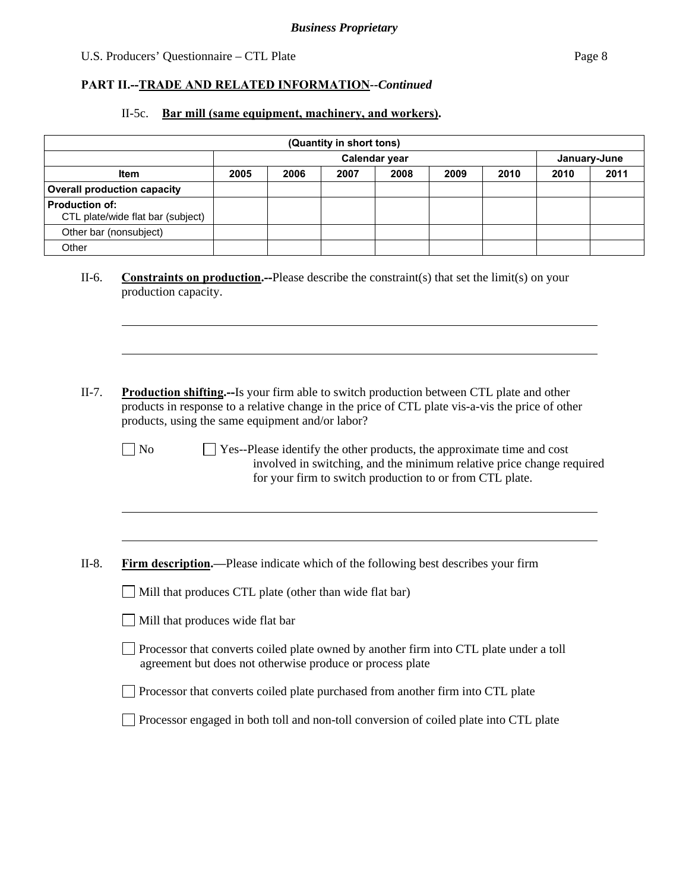**PART II.--TRADE AND RELATED INFORMATION--*Continued***

II-5c. **Bar mill (same equipment, machinery, and workers).**

| (Quantity in short tons) | | | | | | | | |
|---|---|---|---|---|---|---|---|---|
| | Calendar year | | | | | | January-June | |
| **Item** | **2005** | **2006** | **2007** | **2008** | **2009** | **2010** | **2010** | **2011** |
| **Overall production capacity** | | | | | | | | |
| **Production of:** CTL plate/wide flat bar (subject) | | | | | | | | |
| Other bar (nonsubject) | | | | | | | | |
| Other | | | | | | | | |

II-6. **Constraints on production.--**Please describe the constraint(s) that set the limit(s) on your production capacity.

______________________________________________________________________

______________________________________________________________________

II-7. **Production shifting.--**Is your firm able to switch production between CTL plate and other products in response to a relative change in the price of CTL plate vis-a-vis the price of other products, using the same equipment and/or labor?

☐ No ☐ Yes--Please identify the other products, the approximate time and cost involved in switching, and the minimum relative price change required for your firm to switch production to or from CTL plate.

______________________________________________________________________

______________________________________________________________________

II-8. **Firm description.—**Please indicate which of the following best describes your firm

☐ Mill that produces CTL plate (other than wide flat bar)

☐ Mill that produces wide flat bar

☐ Processor that converts coiled plate owned by another firm into CTL plate under a toll agreement but does not otherwise produce or process plate

☐ Processor that converts coiled plate purchased from another firm into CTL plate

☐ Processor engaged in both toll and non-toll conversion of coiled plate into CTL plate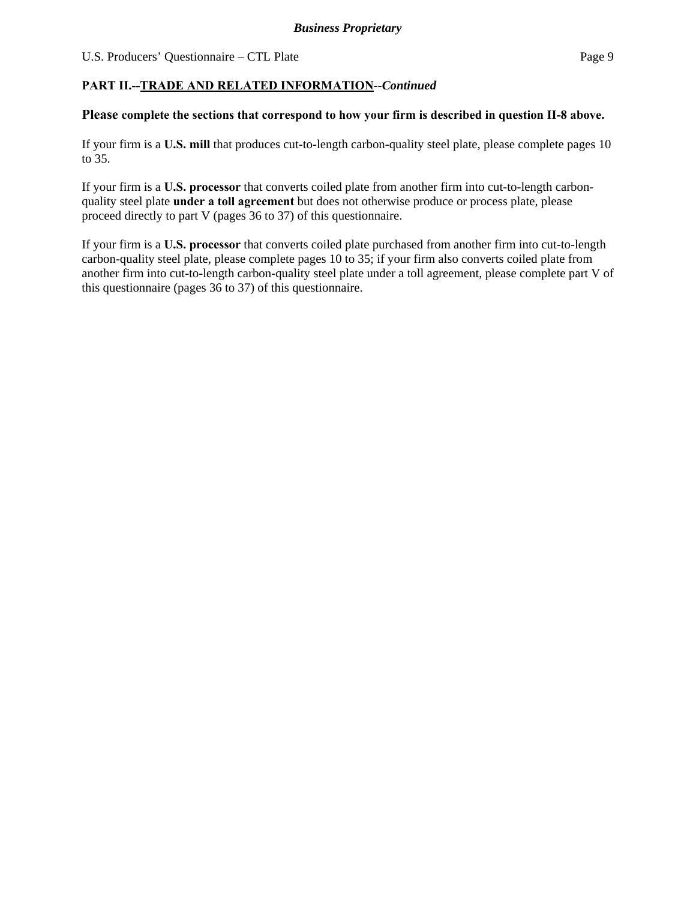## PART II.--TRADE AND RELATED INFORMATION--*Continued*

**Please complete the sections that correspond to how your firm is described in question II-8 above.**

If your firm is a **U.S. mill** that produces cut-to-length carbon-quality steel plate, please complete pages 10 to 35.

If your firm is a **U.S. processor** that converts coiled plate from another firm into cut-to-length carbon-quality steel plate **under a toll agreement** but does not otherwise produce or process plate, please proceed directly to part V (pages 36 to 37) of this questionnaire.

If your firm is a **U.S. processor** that converts coiled plate purchased from another firm into cut-to-length carbon-quality steel plate, please complete pages 10 to 35; if your firm also converts coiled plate from another firm into cut-to-length carbon-quality steel plate under a toll agreement, please complete part V of this questionnaire (pages 36 to 37) of this questionnaire.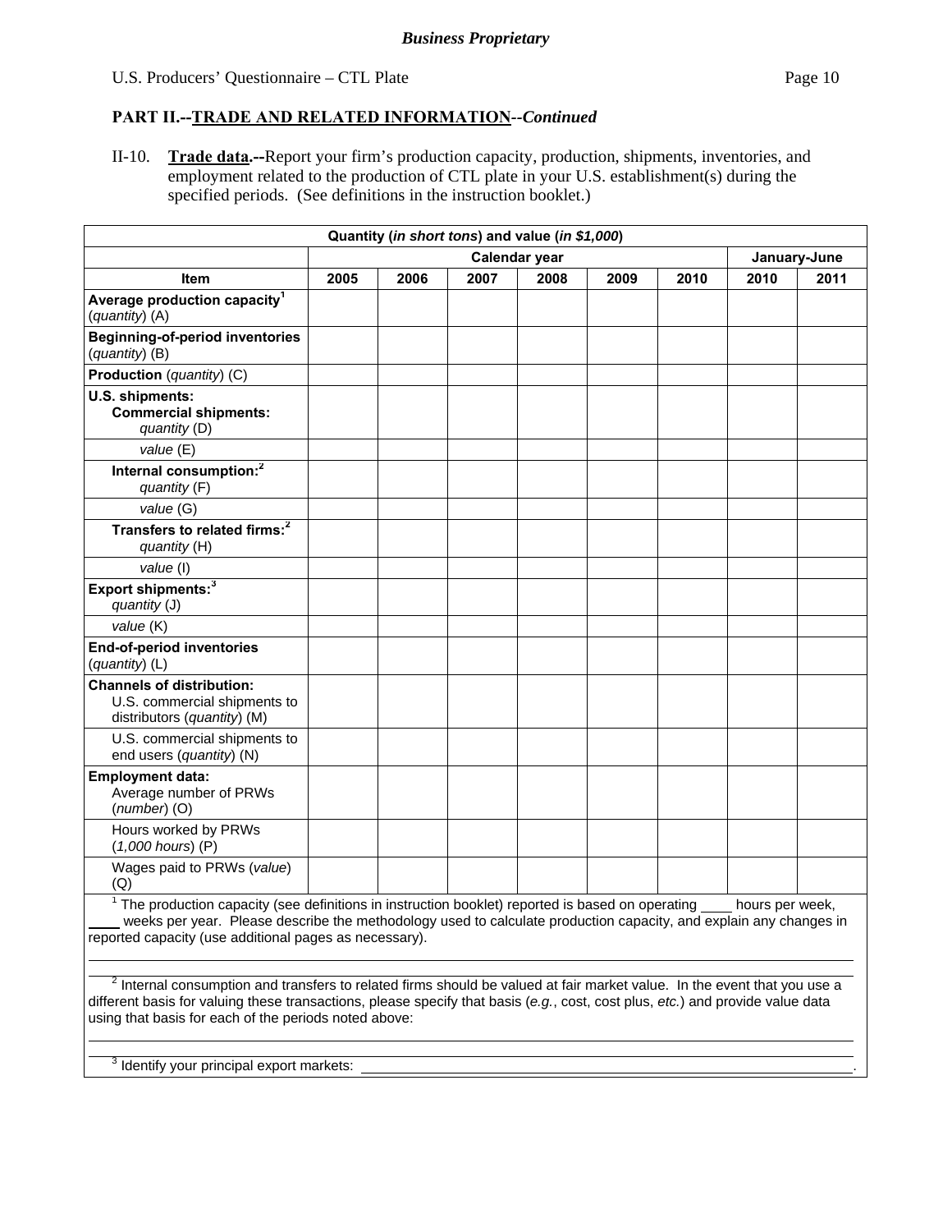*Business Proprietary*

## PART II.--TRADE AND RELATED INFORMATION--*Continued*

II-10. **Trade data.--**Report your firm's production capacity, production, shipments, inventories, and employment related to the production of CTL plate in your U.S. establishment(s) during the specified periods. (See definitions in the instruction booklet.)

| Quantity (*in short tons*) and value (*in $1,000*) | | | | | | | | |
|---|---|---|---|---|---|---|---|---|
| | Calendar year | | | | | | January-June | |
| **Item** | **2005** | **2006** | **2007** | **2008** | **2009** | **2010** | **2010** | **2011** |
| **Average production capacity**[1] (*quantity*) (A) | | | | | | | | |
| **Beginning-of-period inventories** (*quantity*) (B) | | | | | | | | |
| **Production** (*quantity*) (C) | | | | | | | | |
| **U.S. shipments:** **Commercial shipments:** *quantity* (D) | | | | | | | | |
| *value* (E) | | | | | | | | |
| **Internal consumption:**[2] *quantity* (F) | | | | | | | | |
| *value* (G) | | | | | | | | |
| **Transfers to related firms:**[2] *quantity* (H) | | | | | | | | |
| *value* (I) | | | | | | | | |
| **Export shipments:**[3] *quantity* (J) | | | | | | | | |
| *value* (K) | | | | | | | | |
| **End-of-period inventories** (*quantity*) (L) | | | | | | | | |
| **Channels of distribution:** U.S. commercial shipments to distributors (*quantity*) (M) | | | | | | | | |
| U.S. commercial shipments to end users (*quantity*) (N) | | | | | | | | |
| **Employment data:** Average number of PRWs (*number*) (O) | | | | | | | | |
| Hours worked by PRWs (*1,000 hours*) (P) | | | | | | | | |
| Wages paid to PRWs (*value*) (Q) | | | | | | | | |

[1] The production capacity (see definitions in instruction booklet) reported is based on operating ____ hours per week, ____ weeks per year. Please describe the methodology used to calculate production capacity, and explain any changes in reported capacity (use additional pages as necessary).

______________________________________________________________________

______________________________________________________________________

[2] Internal consumption and transfers to related firms should be valued at fair market value. In the event that you use a different basis for valuing these transactions, please specify that basis (*e.g.*, cost, cost plus, *etc.*) and provide value data using that basis for each of the periods noted above:

______________________________________________________________________

______________________________________________________________________

[3] Identify your principal export markets: ______________________________________________.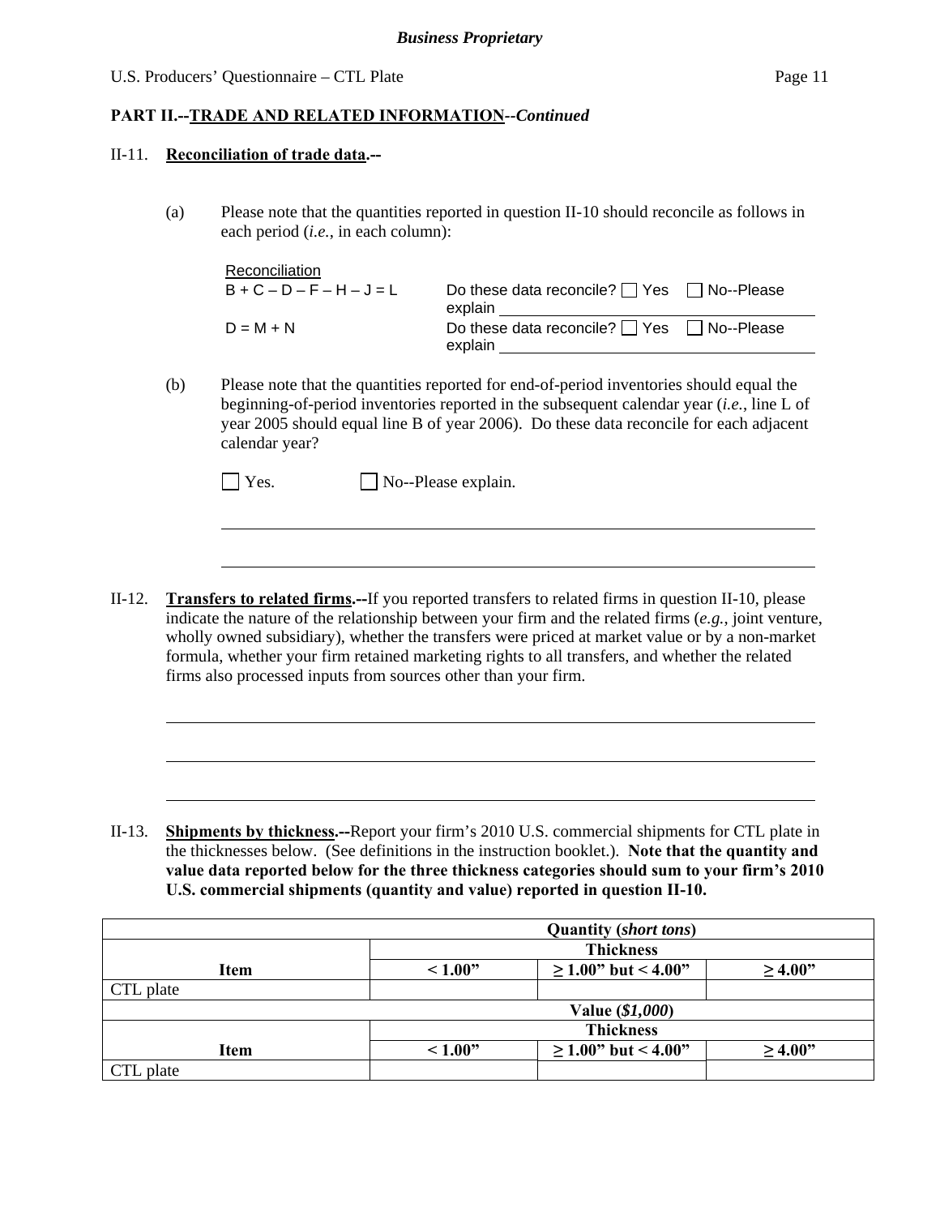**Business Proprietary**

## PART II.--TRADE AND RELATED INFORMATION--*Continued*

II-11. **Reconciliation of trade data.--**

(a) Please note that the quantities reported in question II-10 should reconcile as follows in each period (*i.e.*, in each column):

| Reconciliation | |
|---|---|
| B + C – D – F – H – J = L | Do these data reconcile? ☐ Yes ☐ No--Please explain ________________ |
| D = M + N | Do these data reconcile? ☐ Yes ☐ No--Please explain ________________ |

(b) Please note that the quantities reported for end-of-period inventories should equal the beginning-of-period inventories reported in the subsequent calendar year (*i.e.*, line L of year 2005 should equal line B of year 2006). Do these data reconcile for each adjacent calendar year?

☐ Yes. ☐ No--Please explain.

________________________________________________

________________________________________________

II-12. **Transfers to related firms.--**If you reported transfers to related firms in question II-10, please indicate the nature of the relationship between your firm and the related firms (*e.g.*, joint venture, wholly owned subsidiary), whether the transfers were priced at market value or by a non-market formula, whether your firm retained marketing rights to all transfers, and whether the related firms also processed inputs from sources other than your firm.

________________________________________________

________________________________________________

________________________________________________

II-13. **Shipments by thickness.--**Report your firm's 2010 U.S. commercial shipments for CTL plate in the thicknesses below. (See definitions in the instruction booklet.). **Note that the quantity and value data reported below for the three thickness categories should sum to your firm's 2010 U.S. commercial shipments (quantity and value) reported in question II-10.**

| | **Quantity (*short tons*)** | | |
|---|---|---|---|
| | **Thickness** | | |
| **Item** | **< 1.00"** | **≥ 1.00" but < 4.00"** | **≥ 4.00"** |
| CTL plate | | | |
| | **Value (*$1,000*)** | | |
| | **Thickness** | | |
| **Item** | **< 1.00"** | **≥ 1.00" but < 4.00"** | **≥ 4.00"** |
| CTL plate | | | |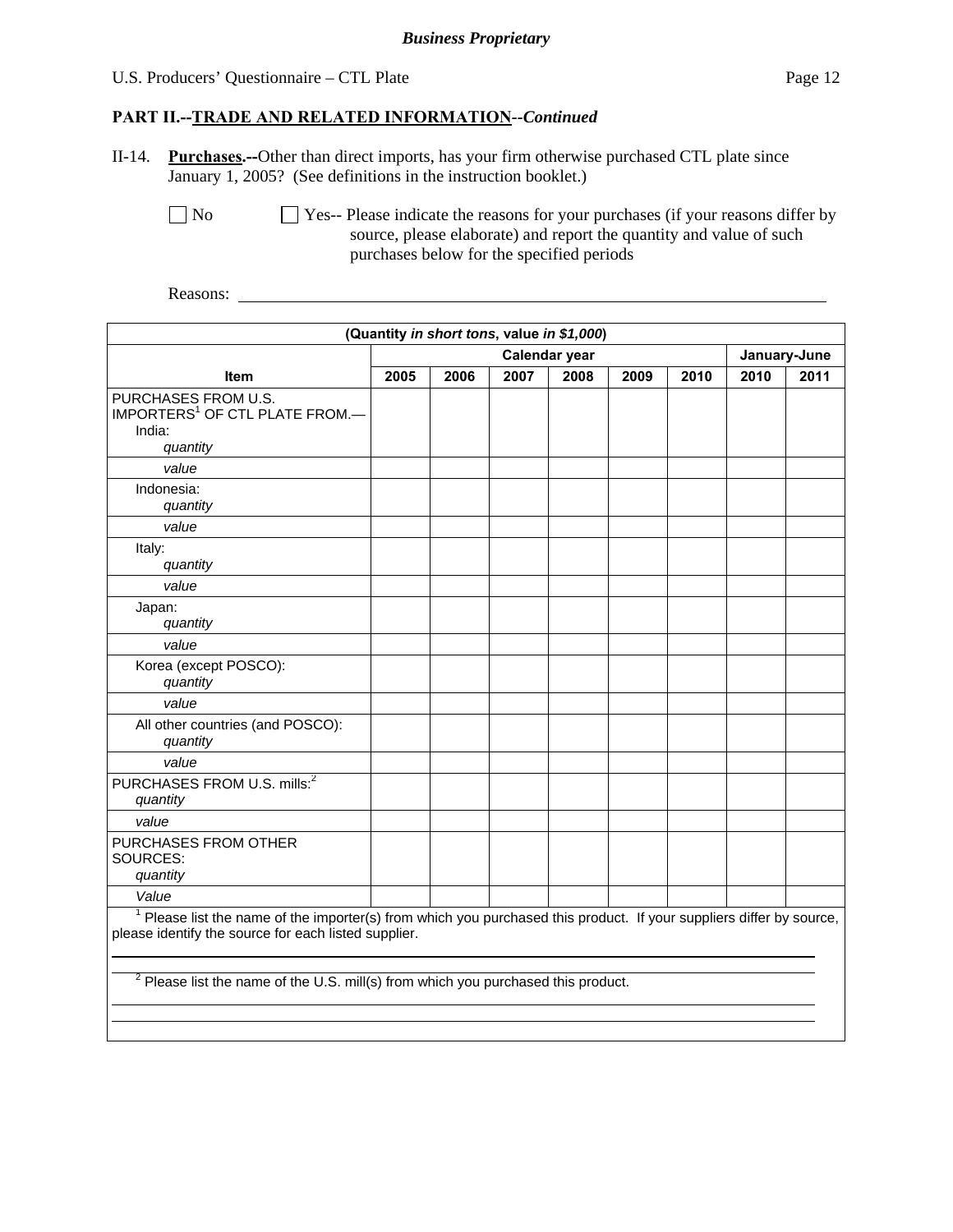*Business Proprietary*

U.S. Producers' Questionnaire – CTL Plate

## PART II.--TRADE AND RELATED INFORMATION--*Continued*

II-14. **Purchases.--**Other than direct imports, has your firm otherwise purchased CTL plate since January 1, 2005? (See definitions in the instruction booklet.)

☐ No ☐ Yes-- Please indicate the reasons for your purchases (if your reasons differ by source, please elaborate) and report the quantity and value of such purchases below for the specified periods

Reasons: ______________________________________________________________

| (Quantity *in short tons*, value *in $1,000*) | | | | | | | | |
|---|---|---|---|---|---|---|---|---|
| | Calendar year | | | | | | January-June | |
| **Item** | **2005** | **2006** | **2007** | **2008** | **2009** | **2010** | **2010** | **2011** |
| PURCHASES FROM U.S. IMPORTERS[1] OF CTL PLATE FROM.— India: *quantity* | | | | | | | | |
| *value* | | | | | | | | |
| Indonesia: *quantity* | | | | | | | | |
| *value* | | | | | | | | |
| Italy: *quantity* | | | | | | | | |
| *value* | | | | | | | | |
| Japan: *quantity* | | | | | | | | |
| *value* | | | | | | | | |
| Korea (except POSCO): *quantity* | | | | | | | | |
| *value* | | | | | | | | |
| All other countries (and POSCO): *quantity* | | | | | | | | |
| *value* | | | | | | | | |
| PURCHASES FROM U.S. mills:[2] *quantity* | | | | | | | | |
| *value* | | | | | | | | |
| PURCHASES FROM OTHER SOURCES: *quantity* | | | | | | | | |
| *Value* | | | | | | | | |

[1] Please list the name of the importer(s) from which you purchased this product. If your suppliers differ by source, please identify the source for each listed supplier.

______________________________________________________________

[2] Please list the name of the U.S. mill(s) from which you purchased this product.

______________________________________________________________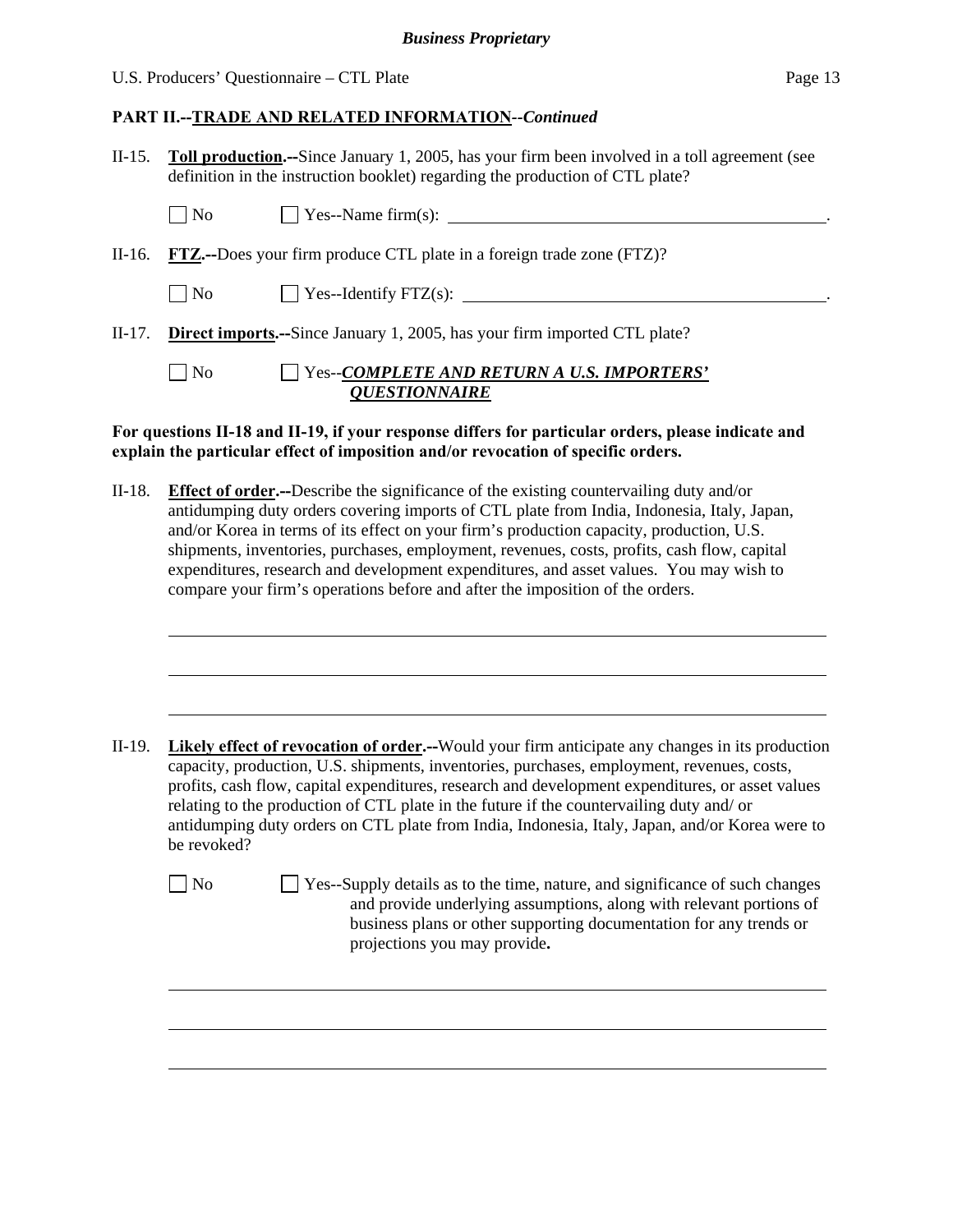## PART II.--TRADE AND RELATED INFORMATION--*Continued*

II-15. **Toll production.--**Since January 1, 2005, has your firm been involved in a toll agreement (see definition in the instruction booklet) regarding the production of CTL plate?

☐ No ☐ Yes--Name firm(s): \_\_\_\_\_\_\_\_\_\_\_\_\_\_\_\_\_\_\_\_\_\_\_\_\_\_\_\_\_\_\_\_\_\_\_\_\_\_\_\_.

II-16. **FTZ.--**Does your firm produce CTL plate in a foreign trade zone (FTZ)?

☐ No ☐ Yes--Identify FTZ(s): \_\_\_\_\_\_\_\_\_\_\_\_\_\_\_\_\_\_\_\_\_\_\_\_\_\_\_\_\_\_\_\_\_\_\_\_\_\_\_\_.

II-17. **Direct imports.--**Since January 1, 2005, has your firm imported CTL plate?

☐ No ☐ Yes--***COMPLETE AND RETURN A U.S. IMPORTERS' QUESTIONNAIRE***

**For questions II-18 and II-19, if your response differs for particular orders, please indicate and explain the particular effect of imposition and/or revocation of specific orders.**

II-18. **Effect of order.--**Describe the significance of the existing countervailing duty and/or antidumping duty orders covering imports of CTL plate from India, Indonesia, Italy, Japan, and/or Korea in terms of its effect on your firm's production capacity, production, U.S. shipments, inventories, purchases, employment, revenues, costs, profits, cash flow, capital expenditures, research and development expenditures, and asset values. You may wish to compare your firm's operations before and after the imposition of the orders.

\_\_\_\_\_\_\_\_\_\_\_\_\_\_\_\_\_\_\_\_\_\_\_\_\_\_\_\_\_\_\_\_\_\_\_\_\_\_\_\_\_\_\_\_\_\_\_\_\_\_\_\_\_\_\_\_\_\_\_\_

\_\_\_\_\_\_\_\_\_\_\_\_\_\_\_\_\_\_\_\_\_\_\_\_\_\_\_\_\_\_\_\_\_\_\_\_\_\_\_\_\_\_\_\_\_\_\_\_\_\_\_\_\_\_\_\_\_\_\_\_

\_\_\_\_\_\_\_\_\_\_\_\_\_\_\_\_\_\_\_\_\_\_\_\_\_\_\_\_\_\_\_\_\_\_\_\_\_\_\_\_\_\_\_\_\_\_\_\_\_\_\_\_\_\_\_\_\_\_\_\_

II-19. **Likely effect of revocation of order.--**Would your firm anticipate any changes in its production capacity, production, U.S. shipments, inventories, purchases, employment, revenues, costs, profits, cash flow, capital expenditures, research and development expenditures, or asset values relating to the production of CTL plate in the future if the countervailing duty and/ or antidumping duty orders on CTL plate from India, Indonesia, Italy, Japan, and/or Korea were to be revoked?

☐ No ☐ Yes--Supply details as to the time, nature, and significance of such changes and provide underlying assumptions, along with relevant portions of business plans or other supporting documentation for any trends or projections you may provide**.**

\_\_\_\_\_\_\_\_\_\_\_\_\_\_\_\_\_\_\_\_\_\_\_\_\_\_\_\_\_\_\_\_\_\_\_\_\_\_\_\_\_\_\_\_\_\_\_\_\_\_\_\_\_\_\_\_\_\_\_\_

\_\_\_\_\_\_\_\_\_\_\_\_\_\_\_\_\_\_\_\_\_\_\_\_\_\_\_\_\_\_\_\_\_\_\_\_\_\_\_\_\_\_\_\_\_\_\_\_\_\_\_\_\_\_\_\_\_\_\_\_

\_\_\_\_\_\_\_\_\_\_\_\_\_\_\_\_\_\_\_\_\_\_\_\_\_\_\_\_\_\_\_\_\_\_\_\_\_\_\_\_\_\_\_\_\_\_\_\_\_\_\_\_\_\_\_\_\_\_\_\_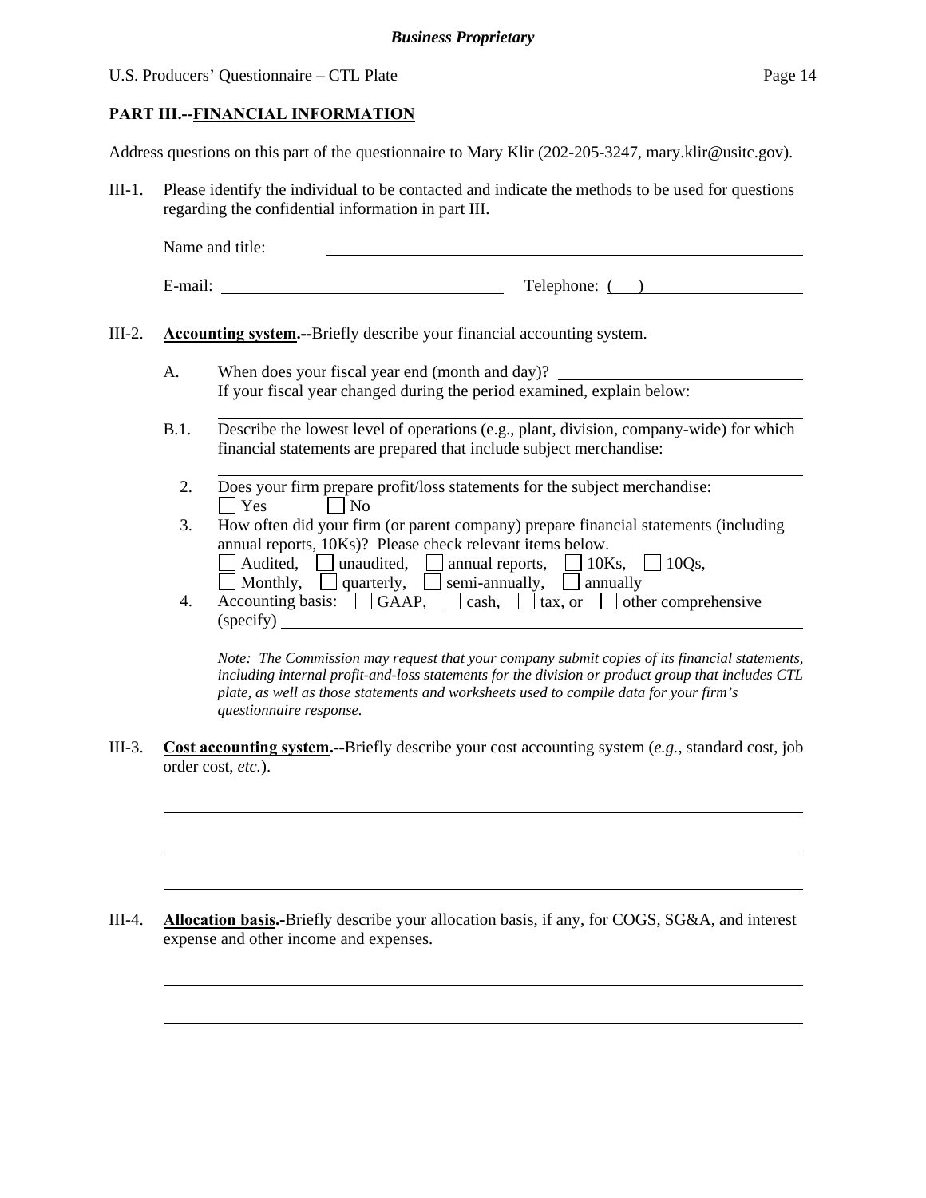**Business Proprietary**

U.S. Producers' Questionnaire – CTL Plate

## PART III.--FINANCIAL INFORMATION

Address questions on this part of the questionnaire to Mary Klir (202-205-3247, mary.klir@usitc.gov).

III-1. Please identify the individual to be contacted and indicate the methods to be used for questions regarding the confidential information in part III.

Name and title: ______________________________

E-mail: ______________________ Telephone: ( ) ______________

III-2. **Accounting system.--**Briefly describe your financial accounting system.

A. When does your fiscal year end (month and day)? ______________
If your fiscal year changed during the period examined, explain below:
______________________________

B.1. Describe the lowest level of operations (e.g., plant, division, company-wide) for which financial statements are prepared that include subject merchandise:
______________________________

2. Does your firm prepare profit/loss statements for the subject merchandise:
☐ Yes ☐ No

3. How often did your firm (or parent company) prepare financial statements (including annual reports, 10Ks)? Please check relevant items below.
☐ Audited, ☐ unaudited, ☐ annual reports, ☐ 10Ks, ☐ 10Qs,
☐ Monthly, ☐ quarterly, ☐ semi-annually, ☐ annually

4. Accounting basis: ☐ GAAP, ☐ cash, ☐ tax, or ☐ other comprehensive (specify) ______________________________

*Note: The Commission may request that your company submit copies of its financial statements, including internal profit-and-loss statements for the division or product group that includes CTL plate, as well as those statements and worksheets used to compile data for your firm's questionnaire response.*

III-3. **Cost accounting system.--**Briefly describe your cost accounting system (*e.g.*, standard cost, job order cost, *etc.*).

______________________________

______________________________

______________________________

III-4. **Allocation basis.-**Briefly describe your allocation basis, if any, for COGS, SG&A, and interest expense and other income and expenses.

______________________________

______________________________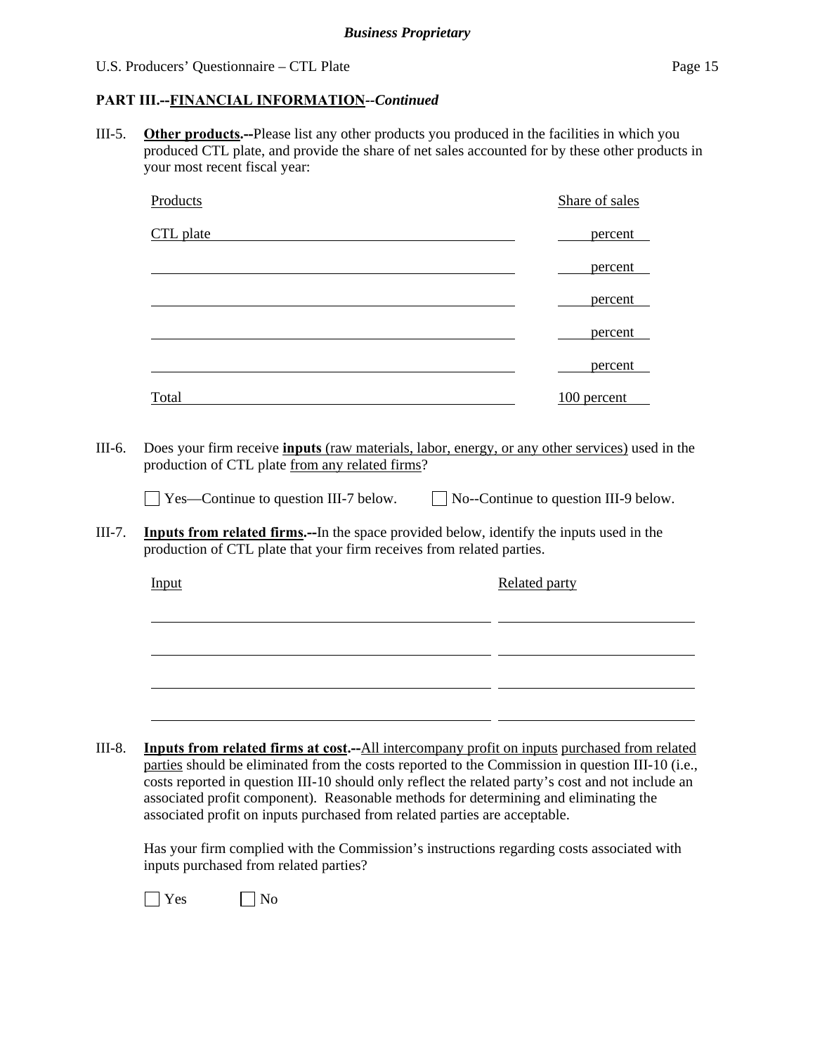**Business Proprietary**

## PART III.--FINANCIAL INFORMATION--*Continued*

III-5. **Other products.--**Please list any other products you produced in the facilities in which you produced CTL plate, and provide the share of net sales accounted for by these other products in your most recent fiscal year:

| Products | Share of sales |
|---|---|
| CTL plate | percent |
| | percent |
| | percent |
| | percent |
| | percent |
| Total | 100 percent |

III-6. Does your firm receive **inputs** (raw materials, labor, energy, or any other services) used in the production of CTL plate from any related firms?

☐ Yes—Continue to question III-7 below. ☐ No--Continue to question III-9 below.

III-7. **Inputs from related firms.--**In the space provided below, identify the inputs used in the production of CTL plate that your firm receives from related parties.

| Input | Related party |
|---|---|
| | |
| | |
| | |
| | |

III-8. **Inputs from related firms at cost.--**All intercompany profit on inputs purchased from related parties should be eliminated from the costs reported to the Commission in question III-10 (i.e., costs reported in question III-10 should only reflect the related party's cost and not include an associated profit component). Reasonable methods for determining and eliminating the associated profit on inputs purchased from related parties are acceptable.

Has your firm complied with the Commission's instructions regarding costs associated with inputs purchased from related parties?

☐ Yes ☐ No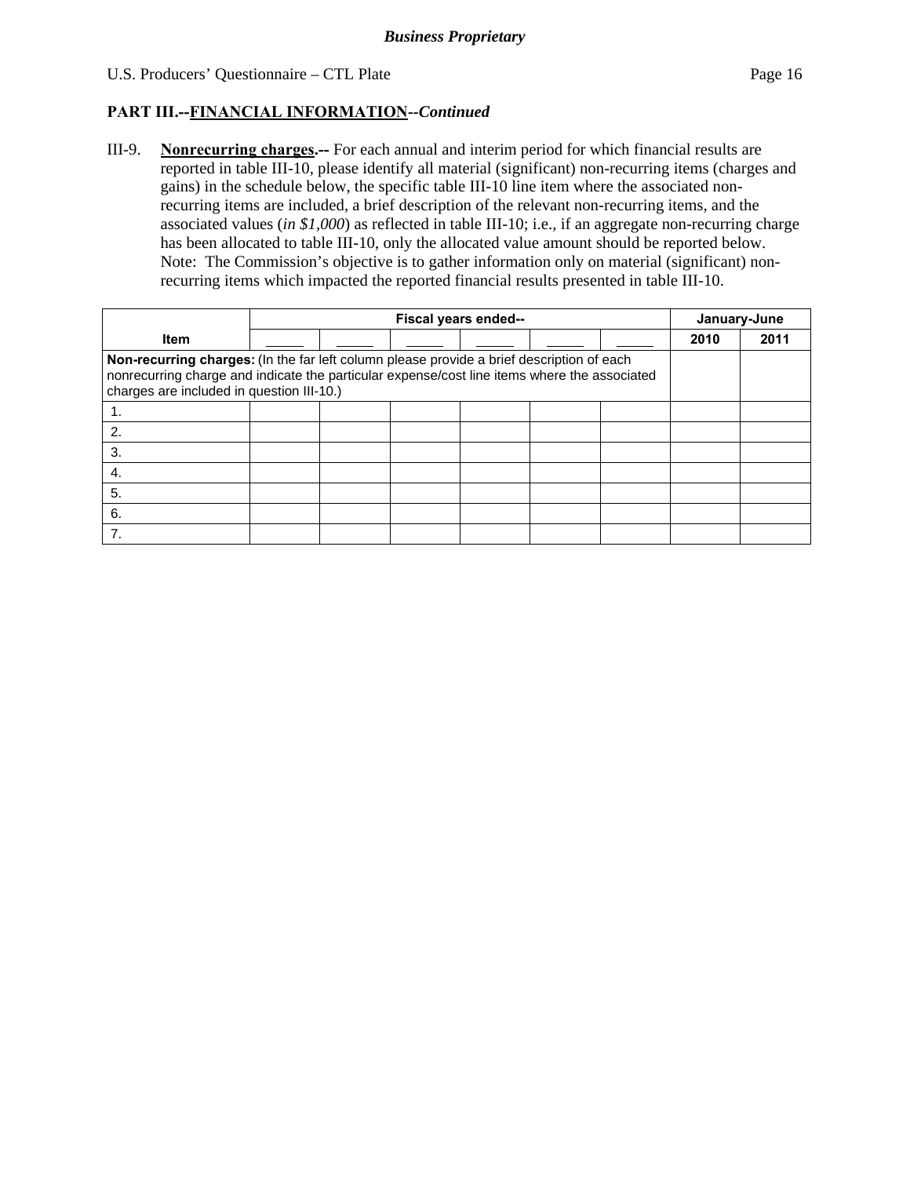**Business Proprietary**

U.S. Producers' Questionnaire – CTL Plate

## PART III.--FINANCIAL INFORMATION--*Continued*

III-9. **Nonrecurring charges.--** For each annual and interim period for which financial results are reported in table III-10, please identify all material (significant) non-recurring items (charges and gains) in the schedule below, the specific table III-10 line item where the associated non-recurring items are included, a brief description of the relevant non-recurring items, and the associated values (*in $1,000*) as reflected in table III-10; i.e., if an aggregate non-recurring charge has been allocated to table III-10, only the allocated value amount should be reported below. Note: The Commission's objective is to gather information only on material (significant) non-recurring items which impacted the reported financial results presented in table III-10.

| Item | Fiscal years ended-- | | | | | | January-June | |
|---|---|---|---|---|---|---|---|---|
| | _____ | _____ | _____ | _____ | _____ | _____ | 2010 | 2011 |
| **Non-recurring charges:** (In the far left column please provide a brief description of each nonrecurring charge and indicate the particular expense/cost line items where the associated charges are included in question III-10.) | | | | | | | | |
| 1. | | | | | | | | |
| 2. | | | | | | | | |
| 3. | | | | | | | | |
| 4. | | | | | | | | |
| 5. | | | | | | | | |
| 6. | | | | | | | | |
| 7. | | | | | | | | |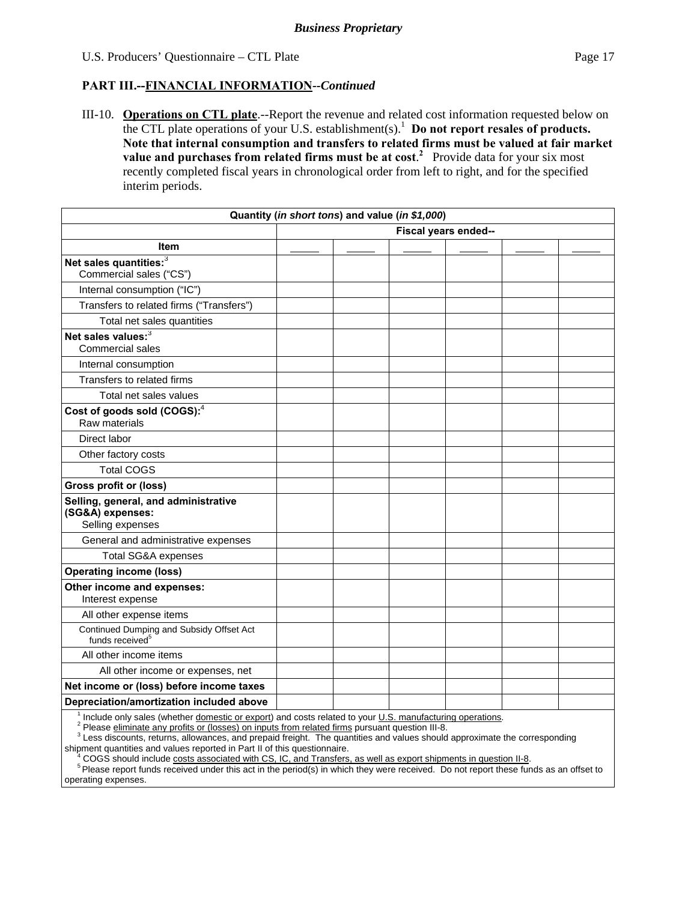**PART III.--FINANCIAL INFORMATION--*Continued***

III-10. **Operations on CTL plate**.--Report the revenue and related cost information requested below on the CTL plate operations of your U.S. establishment(s).[1] **Do not report resales of products. Note that internal consumption and transfers to related firms must be valued at fair market value and purchases from related firms must be at cost**.[2] Provide data for your six most recently completed fiscal years in chronological order from left to right, and for the specified interim periods.

| Quantity (*in short tons*) and value (*in $1,000*) | | | | | | |
|---|---|---|---|---|---|---|
| | Fiscal years ended-- | | | | | |
| **Item** | _____ | _____ | _____ | _____ | _____ | _____ |
| **Net sales quantities:**[3] Commercial sales ("CS") | | | | | | |
| Internal consumption ("IC") | | | | | | |
| Transfers to related firms ("Transfers") | | | | | | |
| Total net sales quantities | | | | | | |
| **Net sales values:**[3] Commercial sales | | | | | | |
| Internal consumption | | | | | | |
| Transfers to related firms | | | | | | |
| Total net sales values | | | | | | |
| **Cost of goods sold (COGS):**[4] Raw materials | | | | | | |
| Direct labor | | | | | | |
| Other factory costs | | | | | | |
| Total COGS | | | | | | |
| **Gross profit or (loss)** | | | | | | |
| **Selling, general, and administrative (SG&A) expenses:** Selling expenses | | | | | | |
| General and administrative expenses | | | | | | |
| Total SG&A expenses | | | | | | |
| **Operating income (loss)** | | | | | | |
| **Other income and expenses:** Interest expense | | | | | | |
| All other expense items | | | | | | |
| Continued Dumping and Subsidy Offset Act funds received[5] | | | | | | |
| All other income items | | | | | | |
| All other income or expenses, net | | | | | | |
| **Net income or (loss) before income taxes** | | | | | | |
| **Depreciation/amortization included above** | | | | | | |

[1] Include only sales (whether domestic or export) and costs related to your U.S. manufacturing operations.
[2] Please eliminate any profits or (losses) on inputs from related firms pursuant question III-8.
[3] Less discounts, returns, allowances, and prepaid freight. The quantities and values should approximate the corresponding shipment quantities and values reported in Part II of this questionnaire.
[4] COGS should include costs associated with CS, IC, and Transfers, as well as export shipments in question II-8.
[5] Please report funds received under this act in the period(s) in which they were received. Do not report these funds as an offset to operating expenses.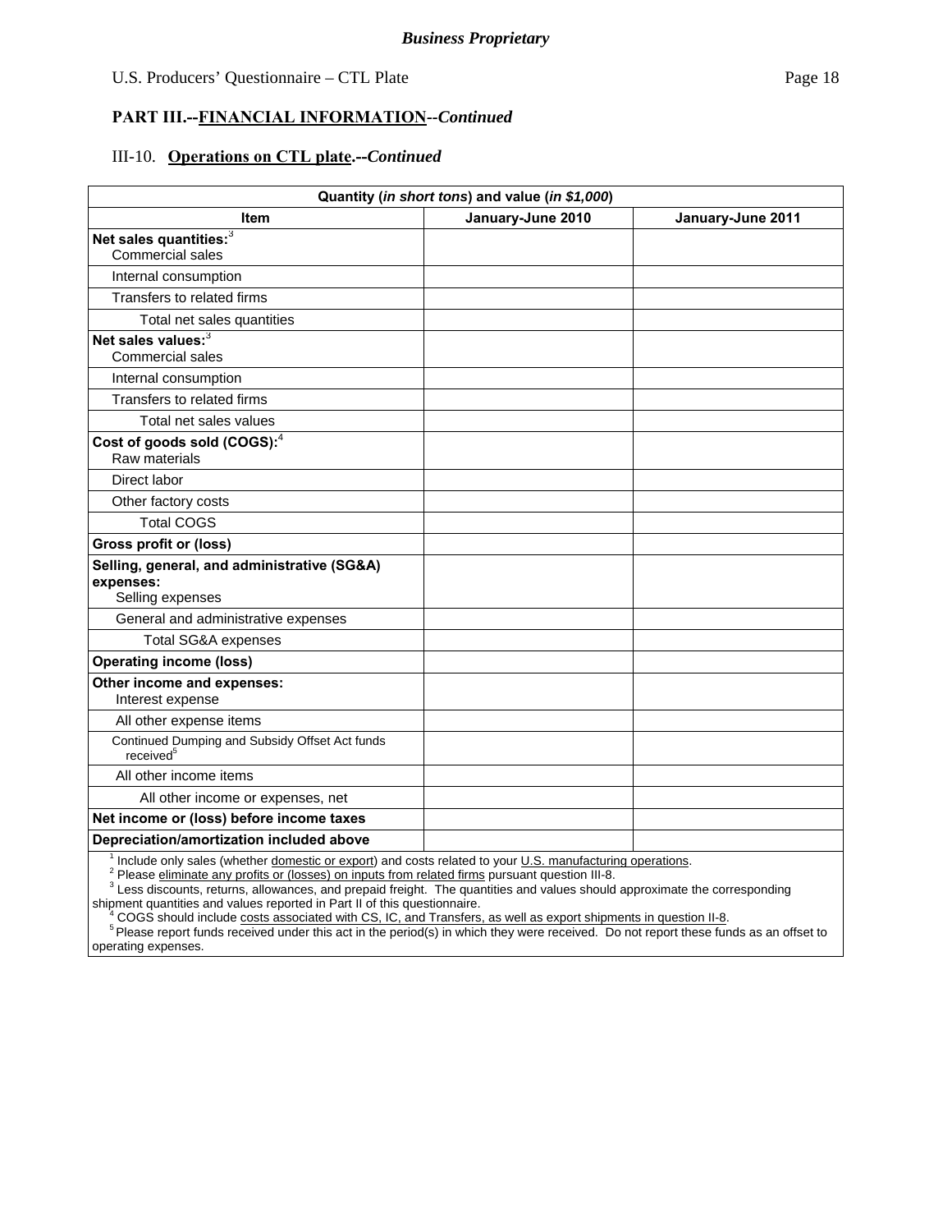**PART III.--FINANCIAL INFORMATION--*Continued***

III-10. **Operations on CTL plate.--*Continued***

| Quantity (*in short tons*) and value (*in $1,000*) | | |
|---|---|---|
| **Item** | **January-June 2010** | **January-June 2011** |
| **Net sales quantities:**[3] Commercial sales | | |
| Internal consumption | | |
| Transfers to related firms | | |
| Total net sales quantities | | |
| **Net sales values:**[3] Commercial sales | | |
| Internal consumption | | |
| Transfers to related firms | | |
| Total net sales values | | |
| **Cost of goods sold (COGS):**[4] Raw materials | | |
| Direct labor | | |
| Other factory costs | | |
| Total COGS | | |
| **Gross profit or (loss)** | | |
| **Selling, general, and administrative (SG&A) expenses:** Selling expenses | | |
| General and administrative expenses | | |
| Total SG&A expenses | | |
| **Operating income (loss)** | | |
| **Other income and expenses:** Interest expense | | |
| All other expense items | | |
| Continued Dumping and Subsidy Offset Act funds received[5] | | |
| All other income items | | |
| All other income or expenses, net | | |
| **Net income or (loss) before income taxes** | | |
| **Depreciation/amortization included above** | | |

[1] Include only sales (whether domestic or export) and costs related to your U.S. manufacturing operations.
[2] Please eliminate any profits or (losses) on inputs from related firms pursuant question III-8.
[3] Less discounts, returns, allowances, and prepaid freight. The quantities and values should approximate the corresponding shipment quantities and values reported in Part II of this questionnaire.
[4] COGS should include costs associated with CS, IC, and Transfers, as well as export shipments in question II-8.
[5] Please report funds received under this act in the period(s) in which they were received. Do not report these funds as an offset to operating expenses.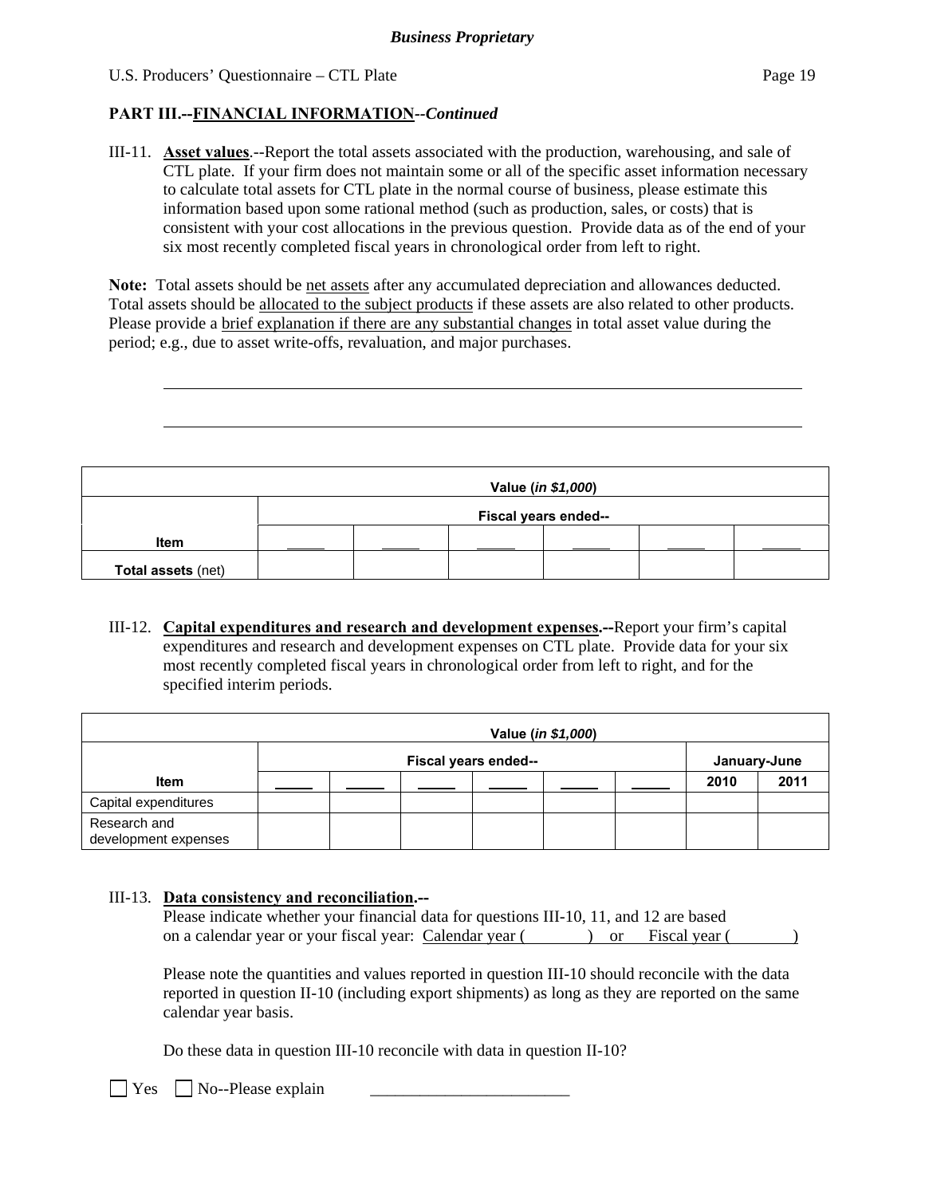*Business Proprietary*

## PART III.--FINANCIAL INFORMATION--*Continued*

III-11. **Asset values**.--Report the total assets associated with the production, warehousing, and sale of CTL plate. If your firm does not maintain some or all of the specific asset information necessary to calculate total assets for CTL plate in the normal course of business, please estimate this information based upon some rational method (such as production, sales, or costs) that is consistent with your cost allocations in the previous question. Provide data as of the end of your six most recently completed fiscal years in chronological order from left to right.

**Note:** Total assets should be net assets after any accumulated depreciation and allowances deducted. Total assets should be allocated to the subject products if these assets are also related to other products. Please provide a brief explanation if there are any substantial changes in total asset value during the period; e.g., due to asset write-offs, revaluation, and major purchases.

______________________________________________________________________

______________________________________________________________________

| | Value (*in $1,000*) | | | | | |
|---|---|---|---|---|---|---|
| | Fiscal years ended-- | | | | | |
| **Item** | _____ | _____ | _____ | _____ | _____ | _____ |
| **Total assets** (net) | | | | | | |

III-12. **Capital expenditures and research and development expenses.--**Report your firm's capital expenditures and research and development expenses on CTL plate. Provide data for your six most recently completed fiscal years in chronological order from left to right, and for the specified interim periods.

| | Value (*in $1,000*) | | | | | | | |
|---|---|---|---|---|---|---|---|---|
| | Fiscal years ended-- | | | | | | January-June | |
| **Item** | _____ | _____ | _____ | _____ | _____ | _____ | **2010** | **2011** |
| Capital expenditures | | | | | | | | |
| Research and development expenses | | | | | | | | |

III-13. **Data consistency and reconciliation.--**

Please indicate whether your financial data for questions III-10, 11, and 12 are based on a calendar year or your fiscal year: Calendar year ( ) or Fiscal year ( )

Please note the quantities and values reported in question III-10 should reconcile with the data reported in question II-10 (including export shipments) as long as they are reported on the same calendar year basis.

Do these data in question III-10 reconcile with data in question II-10?

☐ Yes ☐ No--Please explain ________________________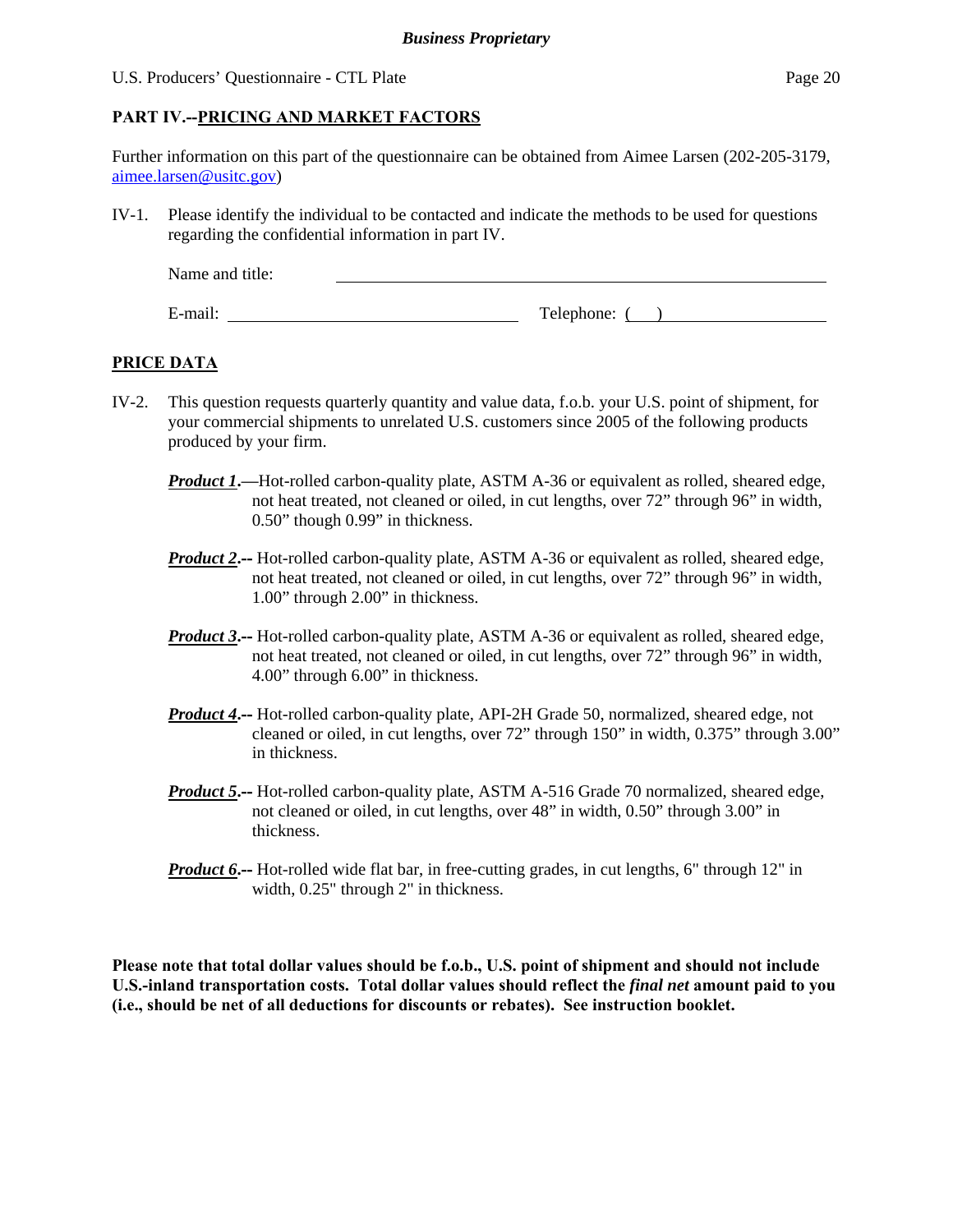## PART IV.--PRICING AND MARKET FACTORS

Further information on this part of the questionnaire can be obtained from Aimee Larsen (202-205-3179, aimee.larsen@usitc.gov)

IV-1. Please identify the individual to be contacted and indicate the methods to be used for questions regarding the confidential information in part IV.

Name and title: ______________________________

E-mail: ______________________ Telephone: ( ) ______________

### PRICE DATA

IV-2. This question requests quarterly quantity and value data, f.o.b. your U.S. point of shipment, for your commercial shipments to unrelated U.S. customers since 2005 of the following products produced by your firm.

***Product 1***.—Hot-rolled carbon-quality plate, ASTM A-36 or equivalent as rolled, sheared edge, not heat treated, not cleaned or oiled, in cut lengths, over 72" through 96" in width, 0.50" though 0.99" in thickness.

***Product 2***.-- Hot-rolled carbon-quality plate, ASTM A-36 or equivalent as rolled, sheared edge, not heat treated, not cleaned or oiled, in cut lengths, over 72" through 96" in width, 1.00" through 2.00" in thickness.

***Product 3***.-- Hot-rolled carbon-quality plate, ASTM A-36 or equivalent as rolled, sheared edge, not heat treated, not cleaned or oiled, in cut lengths, over 72" through 96" in width, 4.00" through 6.00" in thickness.

***Product 4***.-- Hot-rolled carbon-quality plate, API-2H Grade 50, normalized, sheared edge, not cleaned or oiled, in cut lengths, over 72" through 150" in width, 0.375" through 3.00" in thickness.

***Product 5***.-- Hot-rolled carbon-quality plate, ASTM A-516 Grade 70 normalized, sheared edge, not cleaned or oiled, in cut lengths, over 48" in width, 0.50" through 3.00" in thickness.

***Product 6***.-- Hot-rolled wide flat bar, in free-cutting grades, in cut lengths, 6" through 12" in width, 0.25" through 2" in thickness.

**Please note that total dollar values should be f.o.b., U.S. point of shipment and should not include U.S.-inland transportation costs. Total dollar values should reflect the *final net* amount paid to you (i.e., should be net of all deductions for discounts or rebates). See instruction booklet.**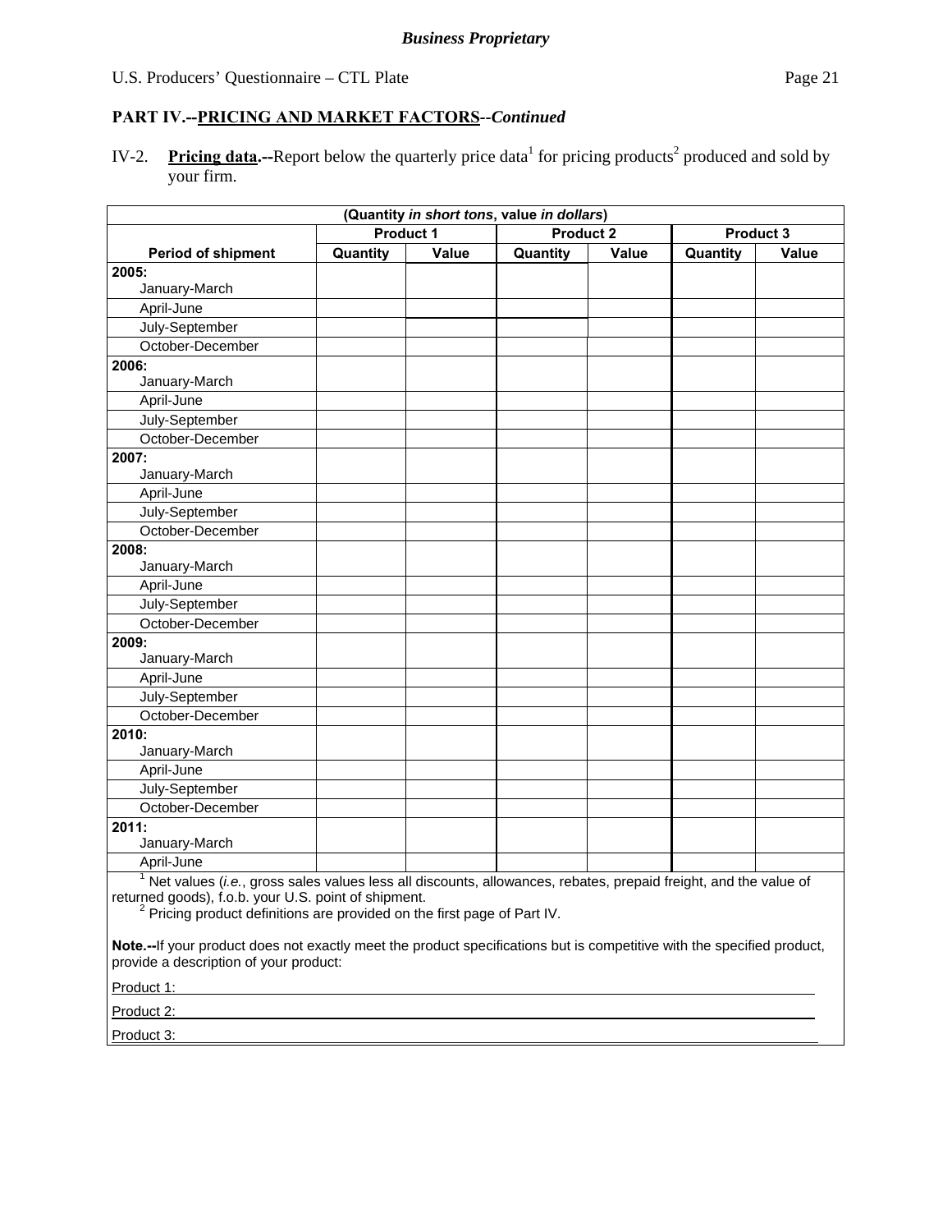## PART IV.--PRICING AND MARKET FACTORS--*Continued*

IV-2. **Pricing data.--**Report below the quarterly price data[1] for pricing products[2] produced and sold by your firm.

| (Quantity *in short tons*, value *in dollars*) | | | | | | |
|---|---|---|---|---|---|---|
| | Product 1 | | Product 2 | | Product 3 | |
| **Period of shipment** | **Quantity** | **Value** | **Quantity** | **Value** | **Quantity** | **Value** |
| **2005:** January-March | | | | | | |
| April-June | | | | | | |
| July-September | | | | | | |
| October-December | | | | | | |
| **2006:** January-March | | | | | | |
| April-June | | | | | | |
| July-September | | | | | | |
| October-December | | | | | | |
| **2007:** January-March | | | | | | |
| April-June | | | | | | |
| July-September | | | | | | |
| October-December | | | | | | |
| **2008:** January-March | | | | | | |
| April-June | | | | | | |
| July-September | | | | | | |
| October-December | | | | | | |
| **2009:** January-March | | | | | | |
| April-June | | | | | | |
| July-September | | | | | | |
| October-December | | | | | | |
| **2010:** January-March | | | | | | |
| April-June | | | | | | |
| July-September | | | | | | |
| October-December | | | | | | |
| **2011:** January-March | | | | | | |
| April-June | | | | | | |

[1] Net values (*i.e.*, gross sales values less all discounts, allowances, rebates, prepaid freight, and the value of returned goods), f.o.b. your U.S. point of shipment.

[2] Pricing product definitions are provided on the first page of Part IV.

**Note.--**If your product does not exactly meet the product specifications but is competitive with the specified product, provide a description of your product:

Product 1: ______________________________

Product 2: ______________________________

Product 3: ______________________________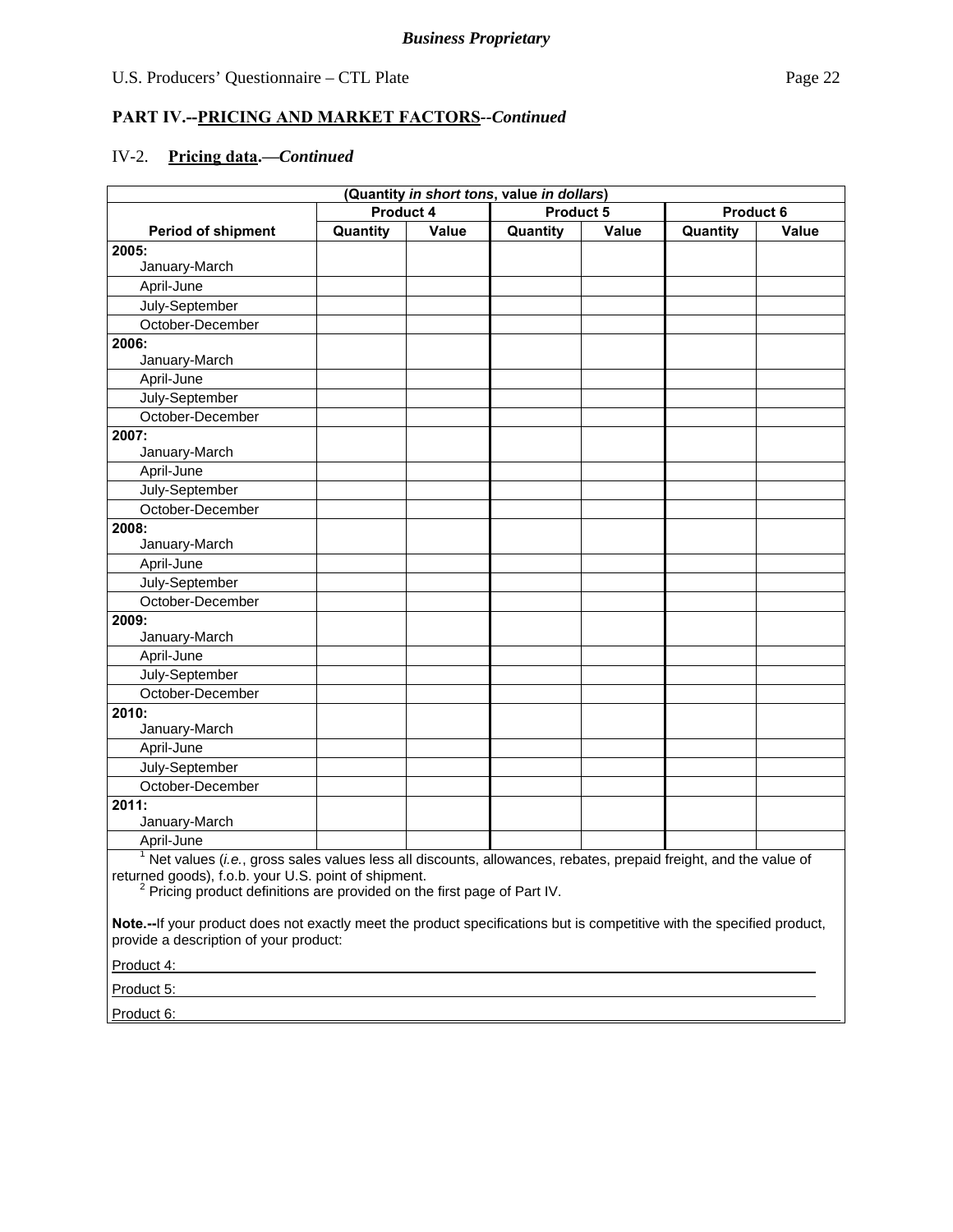**Business Proprietary**

U.S. Producers' Questionnaire – CTL Plate

## PART IV.--PRICING AND MARKET FACTORS--*Continued*

### IV-2. Pricing data.—*Continued*

| (Quantity *in short tons*, value *in dollars*) | | | | | | |
|---|---|---|---|---|---|---|
| | Product 4 | | Product 5 | | Product 6 | |
| **Period of shipment** | **Quantity** | **Value** | **Quantity** | **Value** | **Quantity** | **Value** |
| **2005:** January-March | | | | | | |
| April-June | | | | | | |
| July-September | | | | | | |
| October-December | | | | | | |
| **2006:** January-March | | | | | | |
| April-June | | | | | | |
| July-September | | | | | | |
| October-December | | | | | | |
| **2007:** January-March | | | | | | |
| April-June | | | | | | |
| July-September | | | | | | |
| October-December | | | | | | |
| **2008:** January-March | | | | | | |
| April-June | | | | | | |
| July-September | | | | | | |
| October-December | | | | | | |
| **2009:** January-March | | | | | | |
| April-June | | | | | | |
| July-September | | | | | | |
| October-December | | | | | | |
| **2010:** January-March | | | | | | |
| April-June | | | | | | |
| July-September | | | | | | |
| October-December | | | | | | |
| **2011:** January-March | | | | | | |
| April-June | | | | | | |

[1] Net values (*i.e.*, gross sales values less all discounts, allowances, rebates, prepaid freight, and the value of returned goods), f.o.b. your U.S. point of shipment.

[2] Pricing product definitions are provided on the first page of Part IV.

**Note.--**If your product does not exactly meet the product specifications but is competitive with the specified product, provide a description of your product:

Product 4: \_\_\_\_\_\_\_\_\_\_\_\_\_\_\_\_\_\_\_\_\_\_\_\_\_\_\_\_\_\_\_\_\_\_\_\_\_\_\_\_

Product 5: \_\_\_\_\_\_\_\_\_\_\_\_\_\_\_\_\_\_\_\_\_\_\_\_\_\_\_\_\_\_\_\_\_\_\_\_\_\_\_\_

Product 6: \_\_\_\_\_\_\_\_\_\_\_\_\_\_\_\_\_\_\_\_\_\_\_\_\_\_\_\_\_\_\_\_\_\_\_\_\_\_\_\_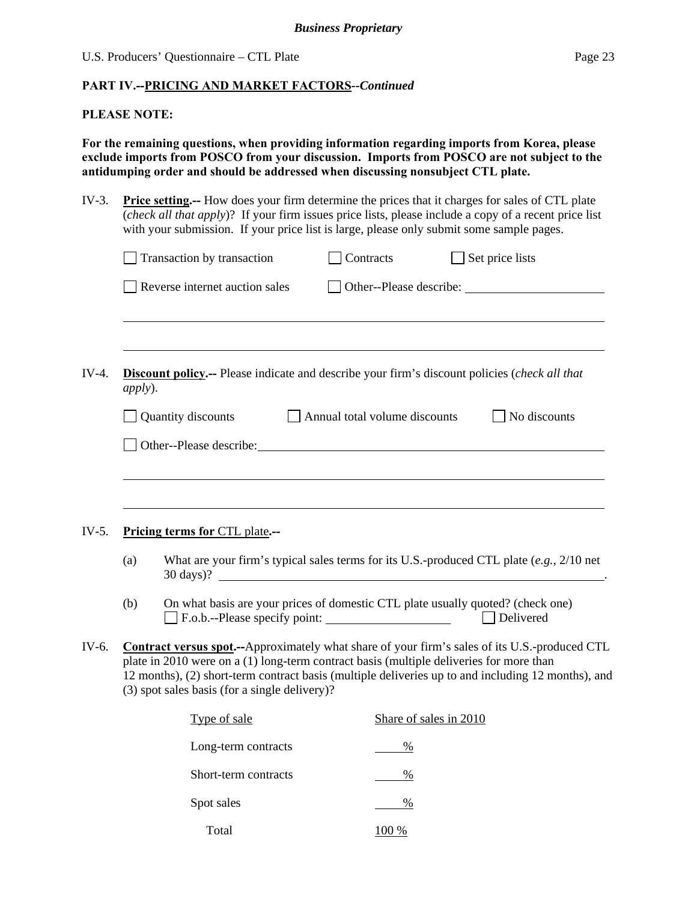**Business Proprietary**

**PART IV.--PRICING AND MARKET FACTORS--*Continued***

**PLEASE NOTE:**

**For the remaining questions, when providing information regarding imports from Korea, please exclude imports from POSCO from your discussion. Imports from POSCO are not subject to the antidumping order and should be addressed when discussing nonsubject CTL plate.**

IV-3. **Price setting.--** How does your firm determine the prices that it charges for sales of CTL plate (*check all that apply*)? If your firm issues price lists, please include a copy of a recent price list with your submission. If your price list is large, please only submit some sample pages.

☐ Transaction by transaction ☐ Contracts ☐ Set price lists

☐ Reverse internet auction sales ☐ Other--Please describe: ______________________

______________________________________________________________________________

______________________________________________________________________________

IV-4. **Discount policy.--** Please indicate and describe your firm's discount policies (*check all that apply*).

☐ Quantity discounts ☐ Annual total volume discounts ☐ No discounts

☐ Other--Please describe: ______________________________________________

______________________________________________________________________________

______________________________________________________________________________

IV-5. **Pricing terms for CTL plate.--**

(a) What are your firm's typical sales terms for its U.S.-produced CTL plate (*e.g.*, 2/10 net 30 days)? ______________________________________________.

(b) On what basis are your prices of domestic CTL plate usually quoted? (check one)
☐ F.o.b.--Please specify point: ____________________ ☐ Delivered

IV-6. **Contract versus spot.--**Approximately what share of your firm's sales of its U.S.-produced CTL plate in 2010 were on a (1) long-term contract basis (multiple deliveries for more than 12 months), (2) short-term contract basis (multiple deliveries up to and including 12 months), and (3) spot sales basis (for a single delivery)?

| Type of sale | Share of sales in 2010 |
|---|---|
| Long-term contracts | ____% |
| Short-term contracts | ____% |
| Spot sales | ____% |
| Total | 100 % |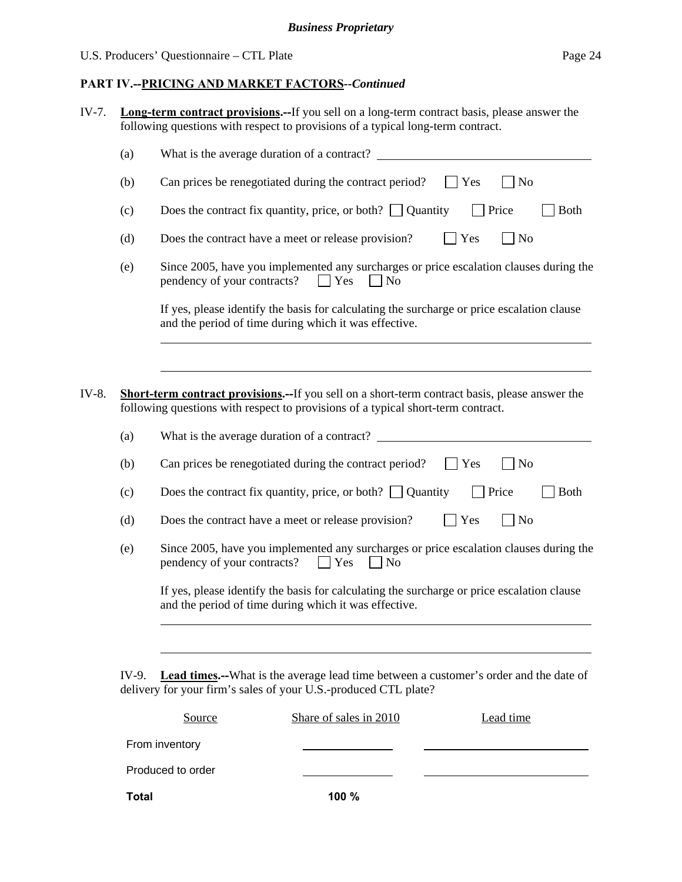**PART IV.--PRICING AND MARKET FACTORS--*Continued***

IV-7. **Long-term contract provisions.--**If you sell on a long-term contract basis, please answer the following questions with respect to provisions of a typical long-term contract.

(a) What is the average duration of a contract? \_\_\_\_\_\_\_\_\_\_\_\_\_\_\_\_\_\_\_\_

(b) Can prices be renegotiated during the contract period? ☐ Yes ☐ No

(c) Does the contract fix quantity, price, or both? ☐ Quantity ☐ Price ☐ Both

(d) Does the contract have a meet or release provision? ☐ Yes ☐ No

(e) Since 2005, have you implemented any surcharges or price escalation clauses during the pendency of your contracts? ☐ Yes ☐ No

If yes, please identify the basis for calculating the surcharge or price escalation clause and the period of time during which it was effective.

\_\_\_\_\_\_\_\_\_\_\_\_\_\_\_\_\_\_\_\_\_\_\_\_\_\_\_\_\_\_\_\_\_\_\_\_\_\_\_\_

\_\_\_\_\_\_\_\_\_\_\_\_\_\_\_\_\_\_\_\_\_\_\_\_\_\_\_\_\_\_\_\_\_\_\_\_\_\_\_\_

IV-8. **Short-term contract provisions.--**If you sell on a short-term contract basis, please answer the following questions with respect to provisions of a typical short-term contract.

(a) What is the average duration of a contract? \_\_\_\_\_\_\_\_\_\_\_\_\_\_\_\_\_\_\_\_

(b) Can prices be renegotiated during the contract period? ☐ Yes ☐ No

(c) Does the contract fix quantity, price, or both? ☐ Quantity ☐ Price ☐ Both

(d) Does the contract have a meet or release provision? ☐ Yes ☐ No

(e) Since 2005, have you implemented any surcharges or price escalation clauses during the pendency of your contracts? ☐ Yes ☐ No

If yes, please identify the basis for calculating the surcharge or price escalation clause and the period of time during which it was effective.

\_\_\_\_\_\_\_\_\_\_\_\_\_\_\_\_\_\_\_\_\_\_\_\_\_\_\_\_\_\_\_\_\_\_\_\_\_\_\_\_

\_\_\_\_\_\_\_\_\_\_\_\_\_\_\_\_\_\_\_\_\_\_\_\_\_\_\_\_\_\_\_\_\_\_\_\_\_\_\_\_

IV-9. **Lead times.--**What is the average lead time between a customer's order and the date of delivery for your firm's sales of your U.S.-produced CTL plate?

| Source | Share of sales in 2010 | Lead time |
|---|---|---|
| From inventory | | |
| Produced to order | | |
| **Total** | **100 %** | |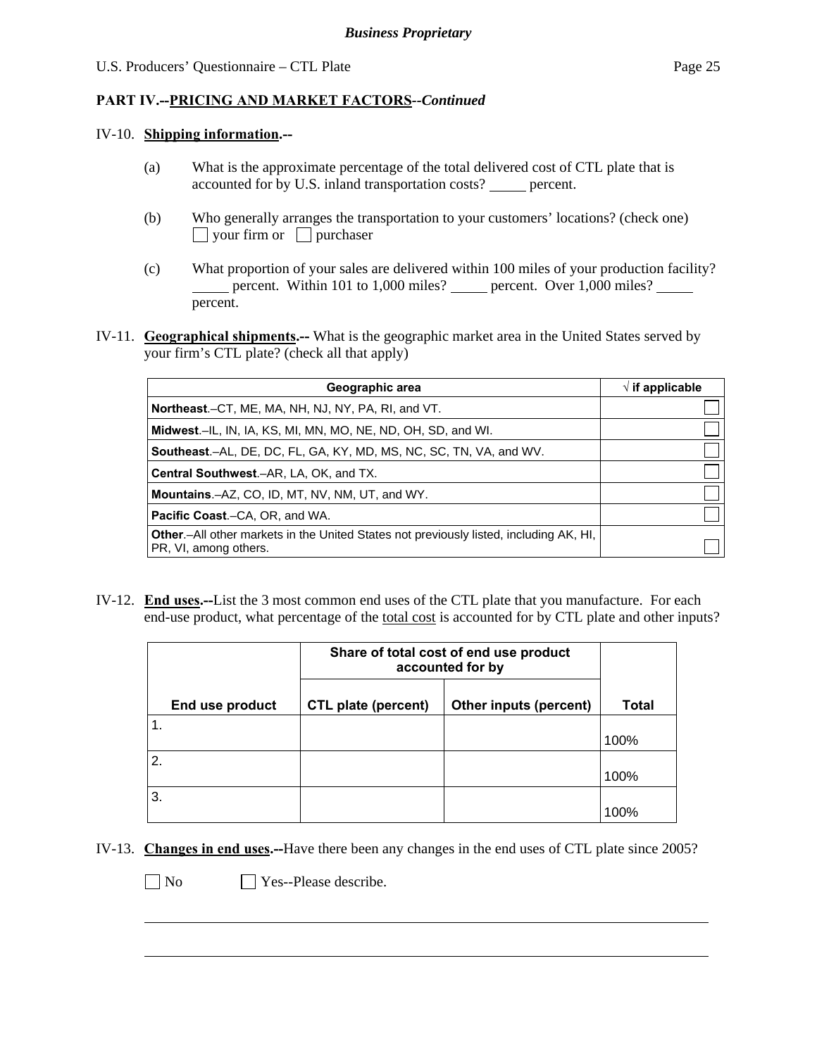**PART IV.--PRICING AND MARKET FACTORS--*Continued***

IV-10. **Shipping information.--**

(a) What is the approximate percentage of the total delivered cost of CTL plate that is accounted for by U.S. inland transportation costs? _____ percent.

(b) Who generally arranges the transportation to your customers' locations? (check one)
☐ your firm or ☐ purchaser

(c) What proportion of your sales are delivered within 100 miles of your production facility? _____ percent. Within 101 to 1,000 miles? _____ percent. Over 1,000 miles? _____ percent.

IV-11. **Geographical shipments.--** What is the geographic market area in the United States served by your firm's CTL plate? (check all that apply)

| Geographic area | √ if applicable |
|---|---|
| **Northeast**.–CT, ME, MA, NH, NJ, NY, PA, RI, and VT. | ☐ |
| **Midwest**.–IL, IN, IA, KS, MI, MN, MO, NE, ND, OH, SD, and WI. | ☐ |
| **Southeast**.–AL, DE, DC, FL, GA, KY, MD, MS, NC, SC, TN, VA, and WV. | ☐ |
| **Central Southwest**.–AR, LA, OK, and TX. | ☐ |
| **Mountains**.–AZ, CO, ID, MT, NV, NM, UT, and WY. | ☐ |
| **Pacific Coast**.–CA, OR, and WA. | ☐ |
| **Other**.–All other markets in the United States not previously listed, including AK, HI, PR, VI, among others. | ☐ |

IV-12. **End uses.--**List the 3 most common end uses of the CTL plate that you manufacture. For each end-use product, what percentage of the total cost is accounted for by CTL plate and other inputs?

| End use product | Share of total cost of end use product accounted for by | | Total |
|---|---|---|---|
| | CTL plate (percent) | Other inputs (percent) | |
| 1. | | | 100% |
| 2. | | | 100% |
| 3. | | | 100% |

IV-13. **Changes in end uses.--**Have there been any changes in the end uses of CTL plate since 2005?

☐ No ☐ Yes--Please describe.

______________________________________________________________________

______________________________________________________________________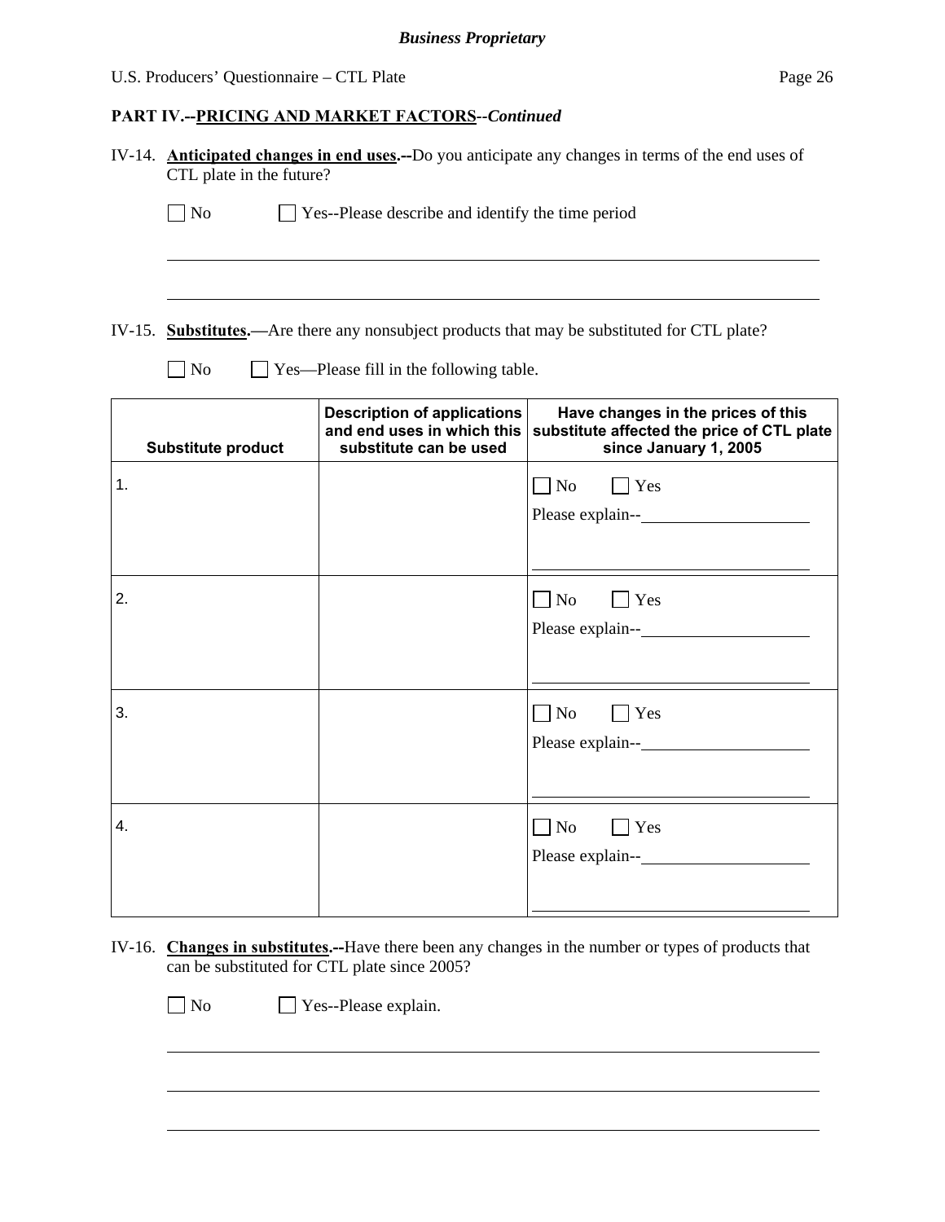**PART IV.--PRICING AND MARKET FACTORS**--*Continued*

IV-14. **Anticipated changes in end uses.--**Do you anticipate any changes in terms of the end uses of CTL plate in the future?

☐ No ☐ Yes--Please describe and identify the time period

_______________________________________________________________________________

_______________________________________________________________________________

IV-15. **Substitutes.—**Are there any nonsubject products that may be substituted for CTL plate?

☐ No ☐ Yes—Please fill in the following table.

| Substitute product | Description of applications and end uses in which this substitute can be used | Have changes in the prices of this substitute affected the price of CTL plate since January 1, 2005 |
|---|---|---|
| 1. | | ☐ No ☐ Yes<br>Please explain--____________________<br>________________________________ |
| 2. | | ☐ No ☐ Yes<br>Please explain--____________________<br>________________________________ |
| 3. | | ☐ No ☐ Yes<br>Please explain--____________________<br>________________________________ |
| 4. | | ☐ No ☐ Yes<br>Please explain--____________________<br>________________________________ |

IV-16. **Changes in substitutes.--**Have there been any changes in the number or types of products that can be substituted for CTL plate since 2005?

☐ No ☐ Yes--Please explain.

_______________________________________________________________________________

_______________________________________________________________________________

_______________________________________________________________________________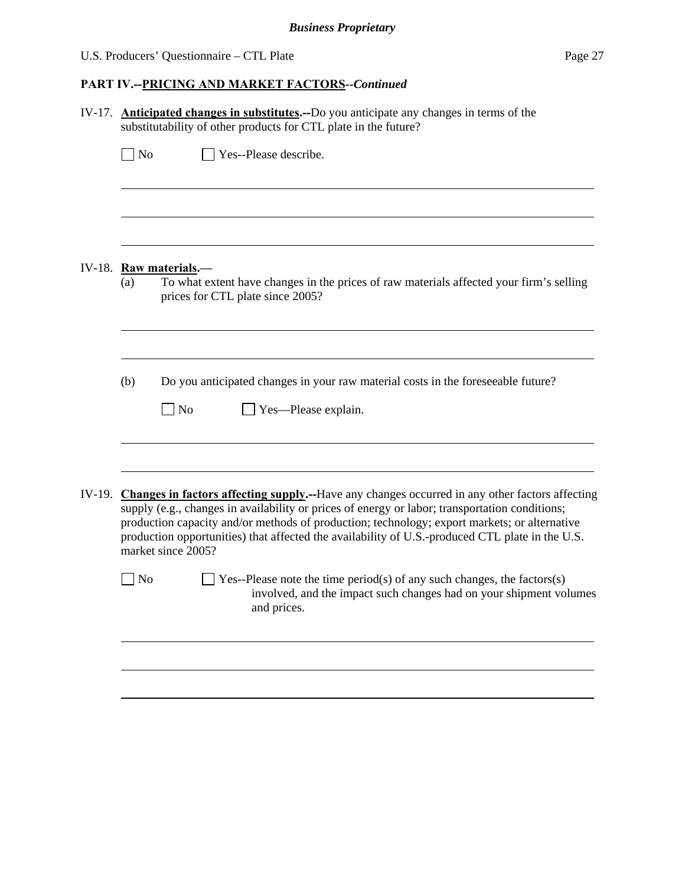## PART IV.--PRICING AND MARKET FACTORS--*Continued*

IV-17. **Anticipated changes in substitutes.--**Do you anticipate any changes in terms of the substitutability of other products for CTL plate in the future?

☐ No ☐ Yes--Please describe.

\_\_\_\_\_\_\_\_\_\_\_\_\_\_\_\_\_\_\_\_\_\_\_\_\_\_\_\_\_\_\_\_\_\_\_\_\_\_\_\_\_\_\_\_\_\_\_\_\_\_\_\_\_\_\_\_\_\_\_\_

\_\_\_\_\_\_\_\_\_\_\_\_\_\_\_\_\_\_\_\_\_\_\_\_\_\_\_\_\_\_\_\_\_\_\_\_\_\_\_\_\_\_\_\_\_\_\_\_\_\_\_\_\_\_\_\_\_\_\_\_

\_\_\_\_\_\_\_\_\_\_\_\_\_\_\_\_\_\_\_\_\_\_\_\_\_\_\_\_\_\_\_\_\_\_\_\_\_\_\_\_\_\_\_\_\_\_\_\_\_\_\_\_\_\_\_\_\_\_\_\_

IV-18. **Raw materials.—**

(a) To what extent have changes in the prices of raw materials affected your firm's selling prices for CTL plate since 2005?

\_\_\_\_\_\_\_\_\_\_\_\_\_\_\_\_\_\_\_\_\_\_\_\_\_\_\_\_\_\_\_\_\_\_\_\_\_\_\_\_\_\_\_\_\_\_\_\_\_\_\_\_\_\_\_\_\_\_\_\_

\_\_\_\_\_\_\_\_\_\_\_\_\_\_\_\_\_\_\_\_\_\_\_\_\_\_\_\_\_\_\_\_\_\_\_\_\_\_\_\_\_\_\_\_\_\_\_\_\_\_\_\_\_\_\_\_\_\_\_\_

(b) Do you anticipated changes in your raw material costs in the foreseeable future?

☐ No ☐ Yes—Please explain.

\_\_\_\_\_\_\_\_\_\_\_\_\_\_\_\_\_\_\_\_\_\_\_\_\_\_\_\_\_\_\_\_\_\_\_\_\_\_\_\_\_\_\_\_\_\_\_\_\_\_\_\_\_\_\_\_\_\_\_\_

\_\_\_\_\_\_\_\_\_\_\_\_\_\_\_\_\_\_\_\_\_\_\_\_\_\_\_\_\_\_\_\_\_\_\_\_\_\_\_\_\_\_\_\_\_\_\_\_\_\_\_\_\_\_\_\_\_\_\_\_

IV-19. **Changes in factors affecting supply.--**Have any changes occurred in any other factors affecting supply (e.g., changes in availability or prices of energy or labor; transportation conditions; production capacity and/or methods of production; technology; export markets; or alternative production opportunities) that affected the availability of U.S.-produced CTL plate in the U.S. market since 2005?

☐ No ☐ Yes--Please note the time period(s) of any such changes, the factors(s) involved, and the impact such changes had on your shipment volumes and prices.

\_\_\_\_\_\_\_\_\_\_\_\_\_\_\_\_\_\_\_\_\_\_\_\_\_\_\_\_\_\_\_\_\_\_\_\_\_\_\_\_\_\_\_\_\_\_\_\_\_\_\_\_\_\_\_\_\_\_\_\_

\_\_\_\_\_\_\_\_\_\_\_\_\_\_\_\_\_\_\_\_\_\_\_\_\_\_\_\_\_\_\_\_\_\_\_\_\_\_\_\_\_\_\_\_\_\_\_\_\_\_\_\_\_\_\_\_\_\_\_\_

\_\_\_\_\_\_\_\_\_\_\_\_\_\_\_\_\_\_\_\_\_\_\_\_\_\_\_\_\_\_\_\_\_\_\_\_\_\_\_\_\_\_\_\_\_\_\_\_\_\_\_\_\_\_\_\_\_\_\_\_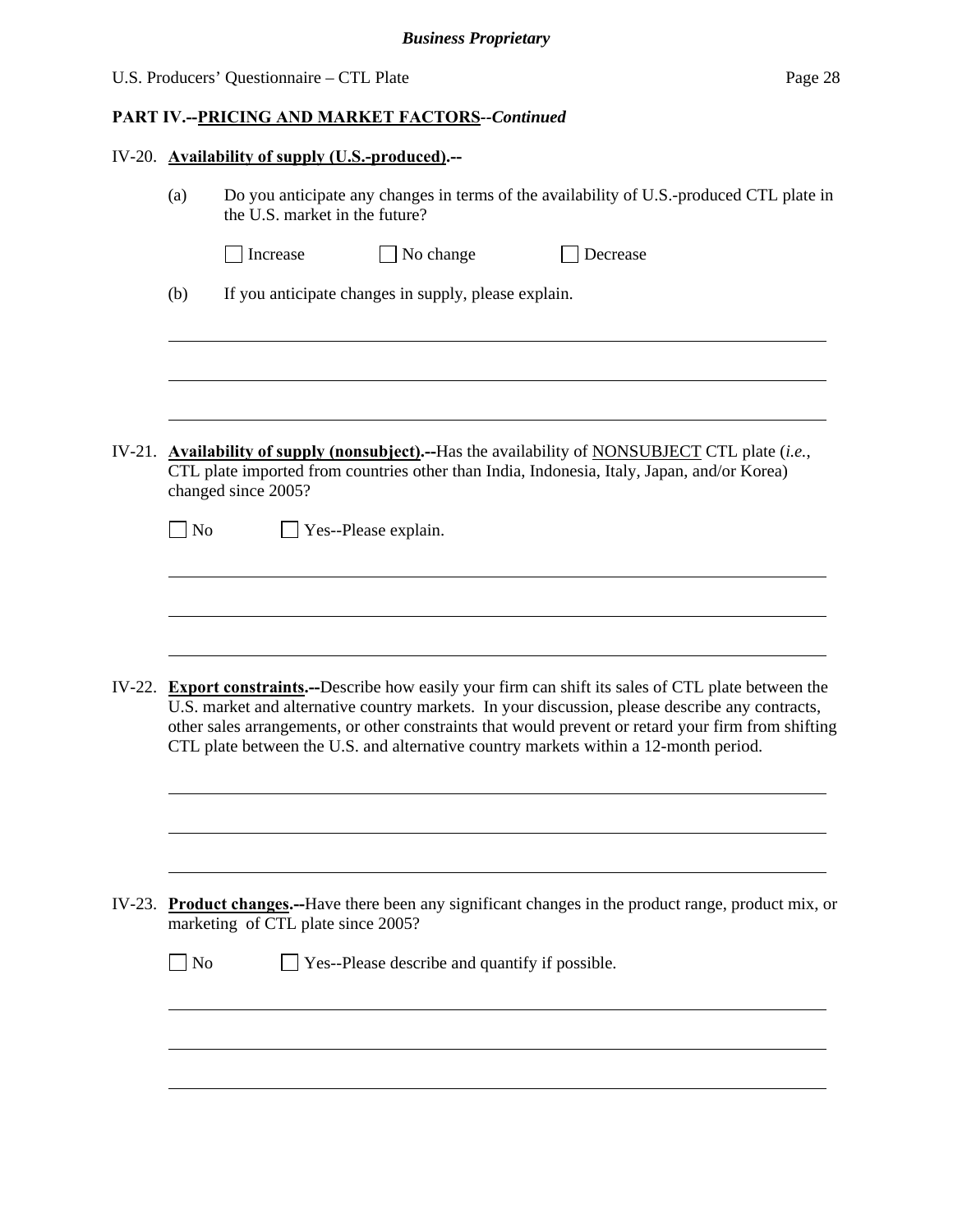**PART IV.--PRICING AND MARKET FACTORS**--*Continued*

IV-20. **Availability of supply (U.S.-produced).--**

(a) Do you anticipate any changes in terms of the availability of U.S.-produced CTL plate in the U.S. market in the future?

☐ Increase ☐ No change ☐ Decrease

(b) If you anticipate changes in supply, please explain.

______________________________________________________________________

______________________________________________________________________

______________________________________________________________________

IV-21. **Availability of supply (nonsubject).--**Has the availability of NONSUBJECT CTL plate (*i.e.*, CTL plate imported from countries other than India, Indonesia, Italy, Japan, and/or Korea) changed since 2005?

☐ No ☐ Yes--Please explain.

______________________________________________________________________

______________________________________________________________________

______________________________________________________________________

IV-22. **Export constraints.--**Describe how easily your firm can shift its sales of CTL plate between the U.S. market and alternative country markets. In your discussion, please describe any contracts, other sales arrangements, or other constraints that would prevent or retard your firm from shifting CTL plate between the U.S. and alternative country markets within a 12-month period.

______________________________________________________________________

______________________________________________________________________

______________________________________________________________________

IV-23. **Product changes.--**Have there been any significant changes in the product range, product mix, or marketing of CTL plate since 2005?

☐ No ☐ Yes--Please describe and quantify if possible.

______________________________________________________________________

______________________________________________________________________

______________________________________________________________________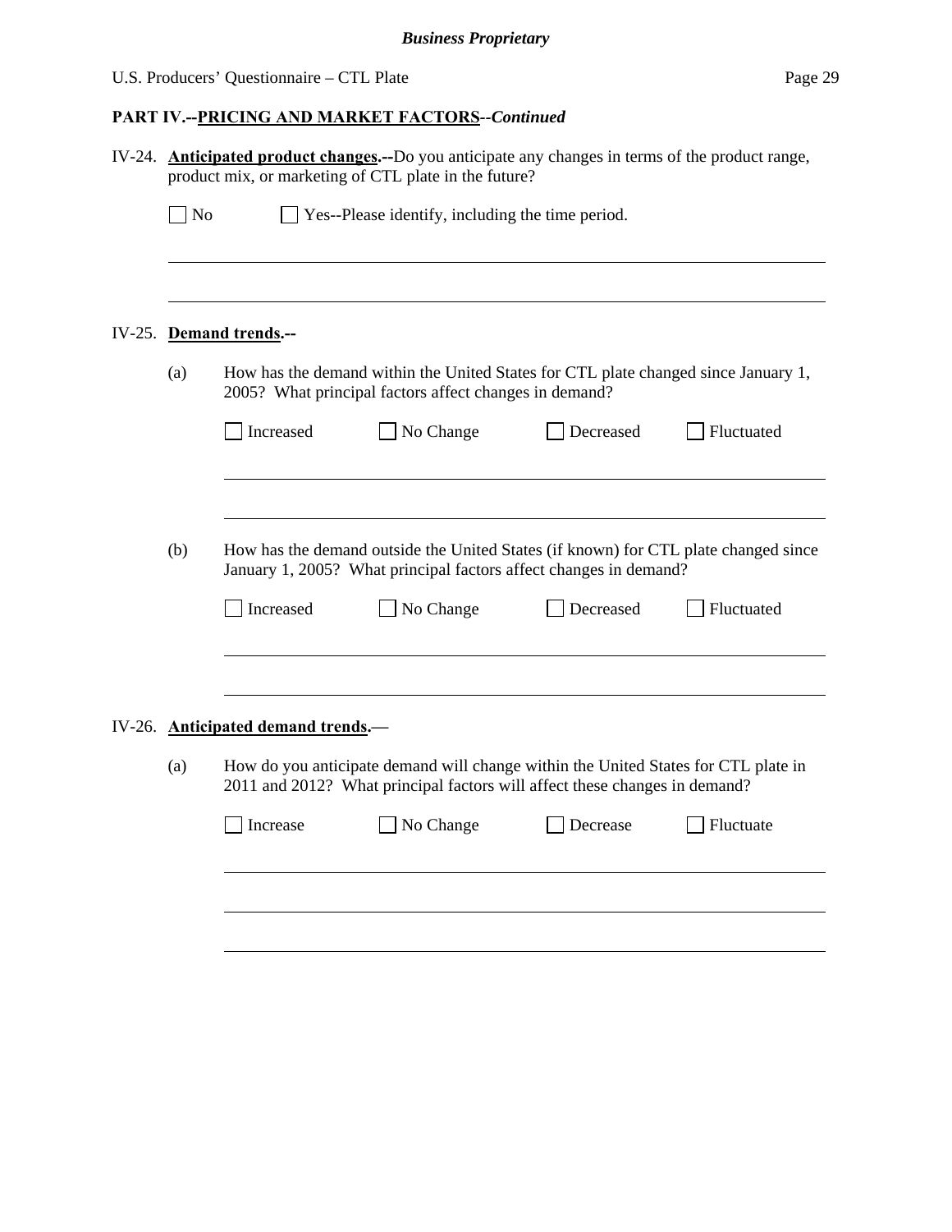**PART IV.--PRICING AND MARKET FACTORS--*Continued***

IV-24. **Anticipated product changes.--**Do you anticipate any changes in terms of the product range, product mix, or marketing of CTL plate in the future?

☐ No ☐ Yes--Please identify, including the time period.

______________________________________________________________________

______________________________________________________________________

IV-25. **Demand trends.--**

(a) How has the demand within the United States for CTL plate changed since January 1, 2005? What principal factors affect changes in demand?

☐ Increased ☐ No Change ☐ Decreased ☐ Fluctuated

______________________________________________________________________

______________________________________________________________________

(b) How has the demand outside the United States (if known) for CTL plate changed since January 1, 2005? What principal factors affect changes in demand?

☐ Increased ☐ No Change ☐ Decreased ☐ Fluctuated

______________________________________________________________________

______________________________________________________________________

IV-26. **Anticipated demand trends.—**

(a) How do you anticipate demand will change within the United States for CTL plate in 2011 and 2012? What principal factors will affect these changes in demand?

☐ Increase ☐ No Change ☐ Decrease ☐ Fluctuate

______________________________________________________________________

______________________________________________________________________

______________________________________________________________________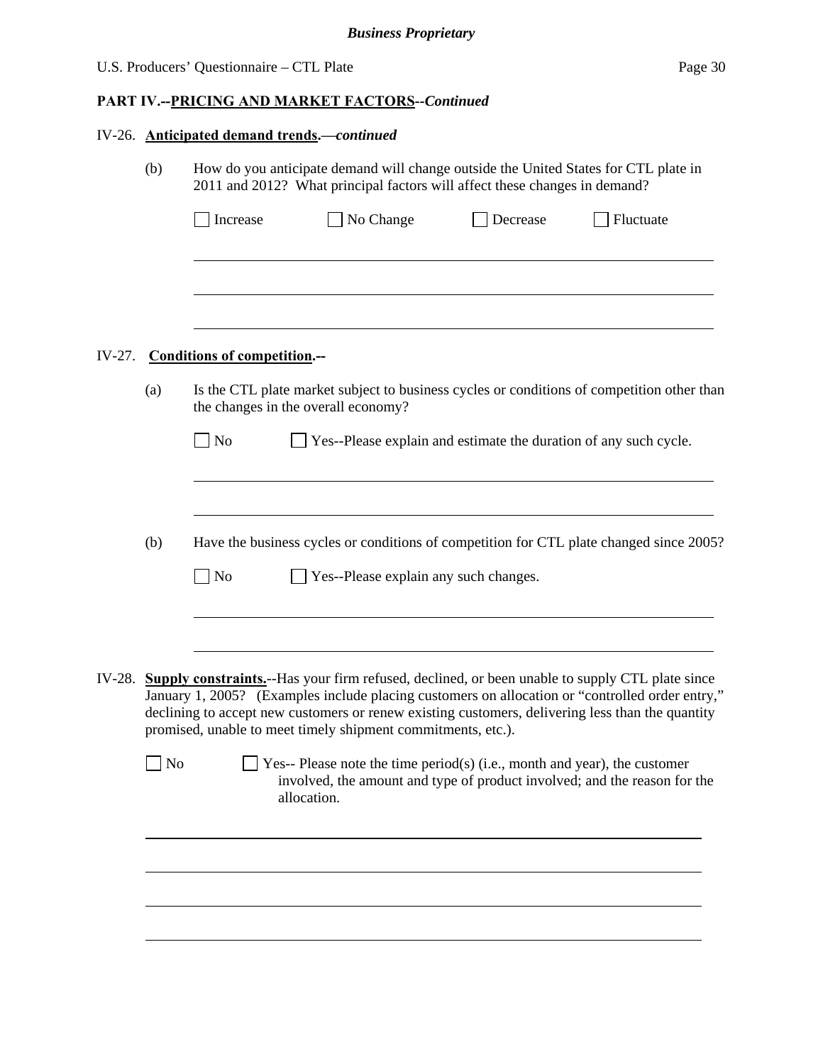## PART IV.--PRICING AND MARKET FACTORS--*Continued*

IV-26. **Anticipated demand trends.—*continued***

(b) How do you anticipate demand will change outside the United States for CTL plate in 2011 and 2012? What principal factors will affect these changes in demand?

☐ Increase ☐ No Change ☐ Decrease ☐ Fluctuate

\_\_\_\_\_\_\_\_\_\_\_\_\_\_\_\_\_\_\_\_\_\_\_\_\_\_\_\_\_\_\_\_\_\_\_\_\_\_\_\_\_\_\_\_\_\_\_\_\_\_\_\_\_\_\_\_\_\_\_\_\_\_\_\_\_\_\_\_\_\_

\_\_\_\_\_\_\_\_\_\_\_\_\_\_\_\_\_\_\_\_\_\_\_\_\_\_\_\_\_\_\_\_\_\_\_\_\_\_\_\_\_\_\_\_\_\_\_\_\_\_\_\_\_\_\_\_\_\_\_\_\_\_\_\_\_\_\_\_\_\_

\_\_\_\_\_\_\_\_\_\_\_\_\_\_\_\_\_\_\_\_\_\_\_\_\_\_\_\_\_\_\_\_\_\_\_\_\_\_\_\_\_\_\_\_\_\_\_\_\_\_\_\_\_\_\_\_\_\_\_\_\_\_\_\_\_\_\_\_\_\_

IV-27. **Conditions of competition.--**

(a) Is the CTL plate market subject to business cycles or conditions of competition other than the changes in the overall economy?

☐ No ☐ Yes--Please explain and estimate the duration of any such cycle.

\_\_\_\_\_\_\_\_\_\_\_\_\_\_\_\_\_\_\_\_\_\_\_\_\_\_\_\_\_\_\_\_\_\_\_\_\_\_\_\_\_\_\_\_\_\_\_\_\_\_\_\_\_\_\_\_\_\_\_\_\_\_\_\_\_\_\_\_\_\_

\_\_\_\_\_\_\_\_\_\_\_\_\_\_\_\_\_\_\_\_\_\_\_\_\_\_\_\_\_\_\_\_\_\_\_\_\_\_\_\_\_\_\_\_\_\_\_\_\_\_\_\_\_\_\_\_\_\_\_\_\_\_\_\_\_\_\_\_\_\_

(b) Have the business cycles or conditions of competition for CTL plate changed since 2005?

☐ No ☐ Yes--Please explain any such changes.

\_\_\_\_\_\_\_\_\_\_\_\_\_\_\_\_\_\_\_\_\_\_\_\_\_\_\_\_\_\_\_\_\_\_\_\_\_\_\_\_\_\_\_\_\_\_\_\_\_\_\_\_\_\_\_\_\_\_\_\_\_\_\_\_\_\_\_\_\_\_

\_\_\_\_\_\_\_\_\_\_\_\_\_\_\_\_\_\_\_\_\_\_\_\_\_\_\_\_\_\_\_\_\_\_\_\_\_\_\_\_\_\_\_\_\_\_\_\_\_\_\_\_\_\_\_\_\_\_\_\_\_\_\_\_\_\_\_\_\_\_

IV-28. **Supply constraints.**--Has your firm refused, declined, or been unable to supply CTL plate since January 1, 2005? (Examples include placing customers on allocation or "controlled order entry," declining to accept new customers or renew existing customers, delivering less than the quantity promised, unable to meet timely shipment commitments, etc.).

☐ No ☐ Yes-- Please note the time period(s) (i.e., month and year), the customer involved, the amount and type of product involved; and the reason for the allocation.

\_\_\_\_\_\_\_\_\_\_\_\_\_\_\_\_\_\_\_\_\_\_\_\_\_\_\_\_\_\_\_\_\_\_\_\_\_\_\_\_\_\_\_\_\_\_\_\_\_\_\_\_\_\_\_\_\_\_\_\_\_\_\_\_\_\_\_\_\_\_

\_\_\_\_\_\_\_\_\_\_\_\_\_\_\_\_\_\_\_\_\_\_\_\_\_\_\_\_\_\_\_\_\_\_\_\_\_\_\_\_\_\_\_\_\_\_\_\_\_\_\_\_\_\_\_\_\_\_\_\_\_\_\_\_\_\_\_\_\_\_

\_\_\_\_\_\_\_\_\_\_\_\_\_\_\_\_\_\_\_\_\_\_\_\_\_\_\_\_\_\_\_\_\_\_\_\_\_\_\_\_\_\_\_\_\_\_\_\_\_\_\_\_\_\_\_\_\_\_\_\_\_\_\_\_\_\_\_\_\_\_

\_\_\_\_\_\_\_\_\_\_\_\_\_\_\_\_\_\_\_\_\_\_\_\_\_\_\_\_\_\_\_\_\_\_\_\_\_\_\_\_\_\_\_\_\_\_\_\_\_\_\_\_\_\_\_\_\_\_\_\_\_\_\_\_\_\_\_\_\_\_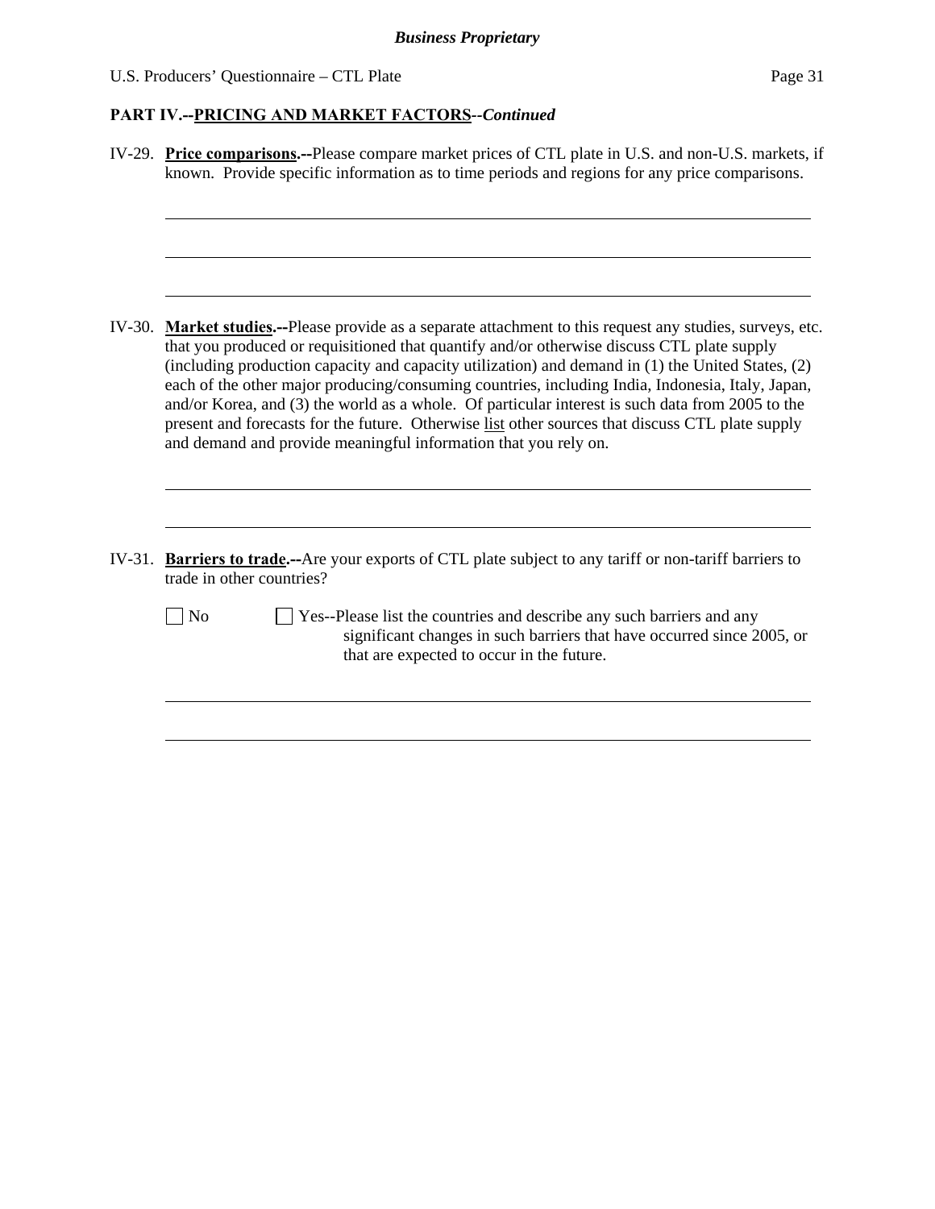**PART IV.--PRICING AND MARKET FACTORS**--*Continued*

IV-29. **Price comparisons.--**Please compare market prices of CTL plate in U.S. and non-U.S. markets, if known. Provide specific information as to time periods and regions for any price comparisons.

IV-30. **Market studies.--**Please provide as a separate attachment to this request any studies, surveys, etc. that you produced or requisitioned that quantify and/or otherwise discuss CTL plate supply (including production capacity and capacity utilization) and demand in (1) the United States, (2) each of the other major producing/consuming countries, including India, Indonesia, Italy, Japan, and/or Korea, and (3) the world as a whole. Of particular interest is such data from 2005 to the present and forecasts for the future. Otherwise list other sources that discuss CTL plate supply and demand and provide meaningful information that you rely on.

IV-31. **Barriers to trade.--**Are your exports of CTL plate subject to any tariff or non-tariff barriers to trade in other countries?

☐ No ☐ Yes--Please list the countries and describe any such barriers and any significant changes in such barriers that have occurred since 2005, or that are expected to occur in the future.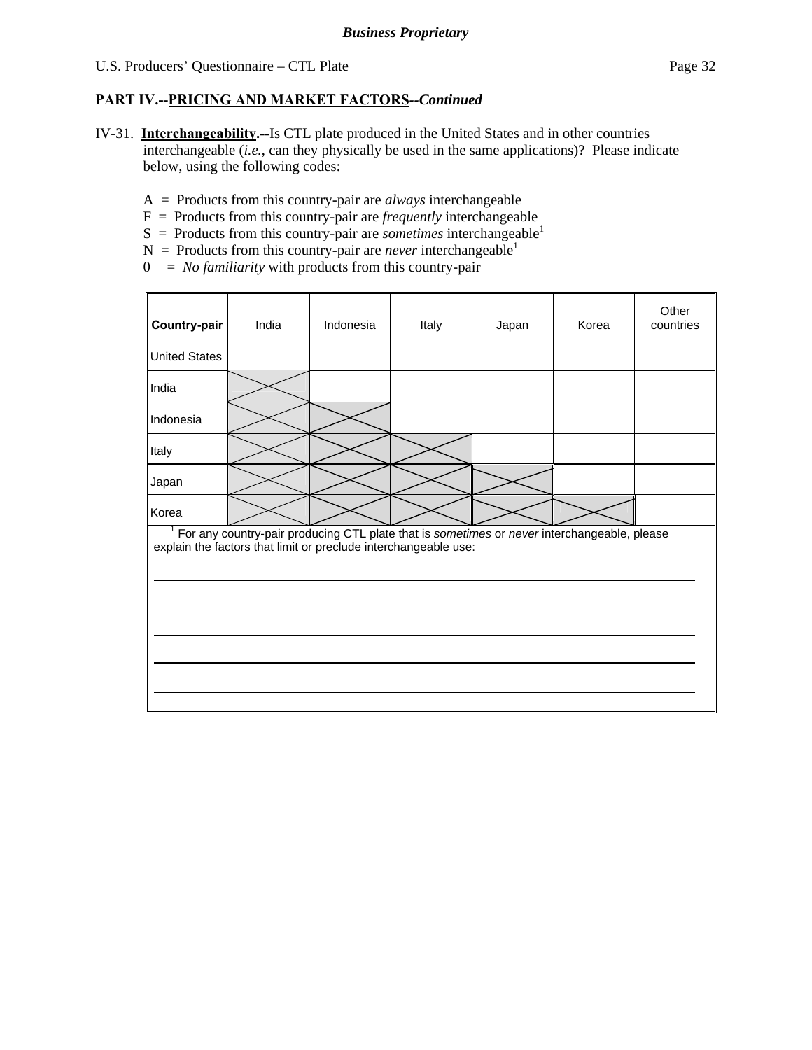**Business Proprietary**

U.S. Producers' Questionnaire – CTL Plate

**PART IV.--PRICING AND MARKET FACTORS--*Continued***

IV-31. **Interchangeability.--**Is CTL plate produced in the United States and in other countries interchangeable (*i.e.*, can they physically be used in the same applications)? Please indicate below, using the following codes:

A = Products from this country-pair are *always* interchangeable
F = Products from this country-pair are *frequently* interchangeable
S = Products from this country-pair are *sometimes* interchangeable[1]
N = Products from this country-pair are *never* interchangeable[1]
0 = *No familiarity* with products from this country-pair

| **Country-pair** | India | Indonesia | Italy | Japan | Korea | Other countries |
|---|---|---|---|---|---|---|
| United States | | | | | | |
| India | X | | | | | |
| Indonesia | X | X | | | | |
| Italy | X | X | X | | | |
| Japan | X | X | X | X | | |
| Korea | X | X | X | X | X | |

[1] For any country-pair producing CTL plate that is *sometimes* or *never* interchangeable, please explain the factors that limit or preclude interchangeable use:

______________________________________________________________________

______________________________________________________________________

______________________________________________________________________

______________________________________________________________________

______________________________________________________________________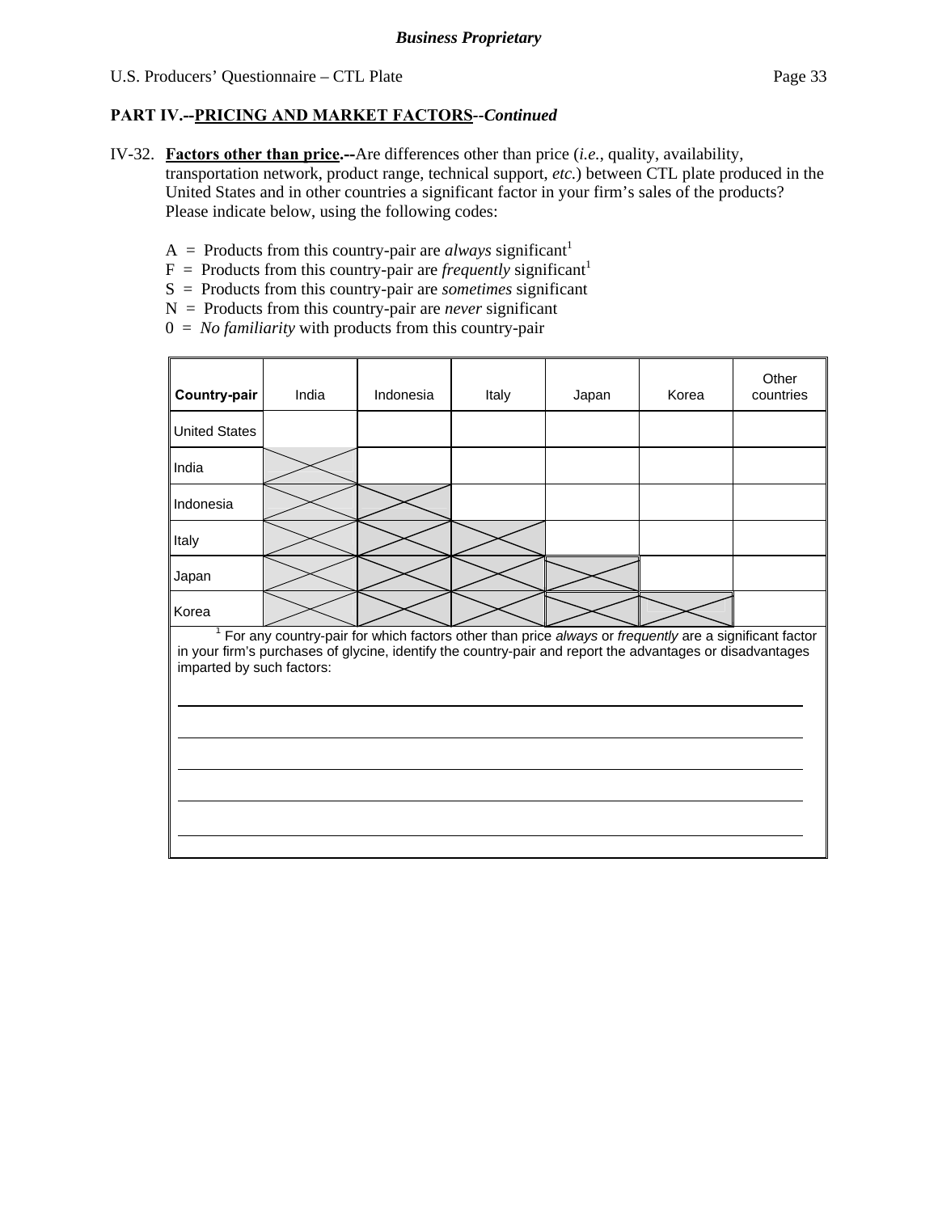**_Business Proprietary_**

U.S. Producers' Questionnaire – CTL Plate

**PART IV.--PRICING AND MARKET FACTORS--_Continued_**

IV-32. **Factors other than price.--**Are differences other than price (*i.e.*, quality, availability, transportation network, product range, technical support, *etc.*) between CTL plate produced in the United States and in other countries a significant factor in your firm's sales of the products? Please indicate below, using the following codes:

A = Products from this country-pair are *always* significant[1]
F = Products from this country-pair are *frequently* significant[1]
S = Products from this country-pair are *sometimes* significant
N = Products from this country-pair are *never* significant
0 = *No familiarity* with products from this country-pair

| Country-pair | India | Indonesia | Italy | Japan | Korea | Other countries |
|---|---|---|---|---|---|---|
| United States | | | | | | |
| India | X | | | | | |
| Indonesia | X | X | | | | |
| Italy | X | X | X | | | |
| Japan | X | X | X | X | | |
| Korea | X | X | X | X | X | |

[1] For any country-pair for which factors other than price *always* or *frequently* are a significant factor in your firm's purchases of glycine, identify the country-pair and report the advantages or disadvantages imparted by such factors:

______________________________________________________________________

______________________________________________________________________

______________________________________________________________________

______________________________________________________________________

______________________________________________________________________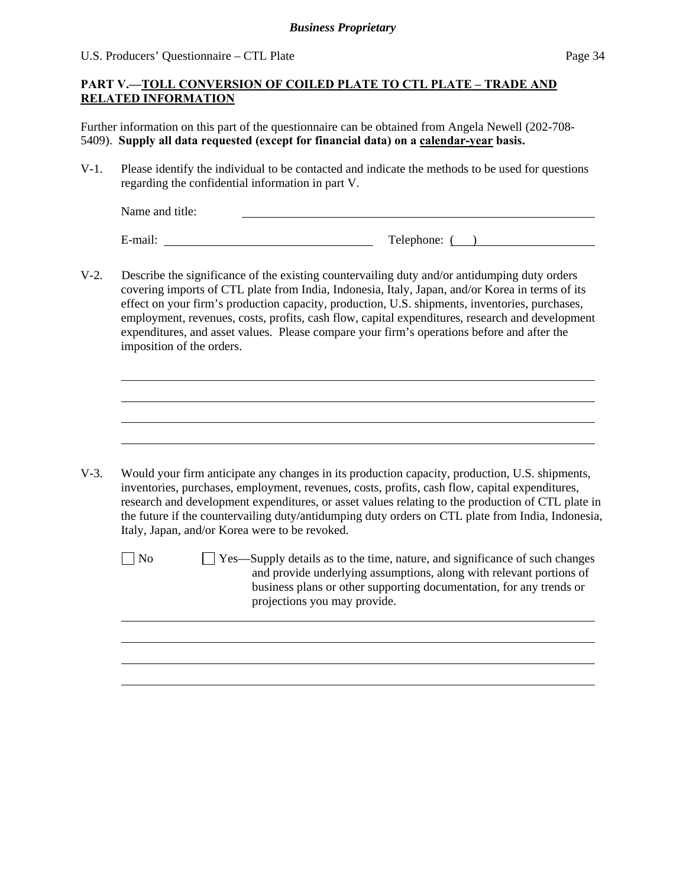**Business Proprietary**

## PART V.—TOLL CONVERSION OF COILED PLATE TO CTL PLATE – TRADE AND RELATED INFORMATION

Further information on this part of the questionnaire can be obtained from Angela Newell (202-708-5409). **Supply all data requested (except for financial data) on a calendar-year basis.**

V-1. Please identify the individual to be contacted and indicate the methods to be used for questions regarding the confidential information in part V.

Name and title: ______________________________

E-mail: ______________________ Telephone: (   ) ______________

V-2. Describe the significance of the existing countervailing duty and/or antidumping duty orders covering imports of CTL plate from India, Indonesia, Italy, Japan, and/or Korea in terms of its effect on your firm's production capacity, production, U.S. shipments, inventories, purchases, employment, revenues, costs, profits, cash flow, capital expenditures, research and development expenditures, and asset values. Please compare your firm's operations before and after the imposition of the orders.

______________________________

______________________________

______________________________

______________________________

V-3. Would your firm anticipate any changes in its production capacity, production, U.S. shipments, inventories, purchases, employment, revenues, costs, profits, cash flow, capital expenditures, research and development expenditures, or asset values relating to the production of CTL plate in the future if the countervailing duty/antidumping duty orders on CTL plate from India, Indonesia, Italy, Japan, and/or Korea were to be revoked.

☐ No  ☐ Yes—Supply details as to the time, nature, and significance of such changes and provide underlying assumptions, along with relevant portions of business plans or other supporting documentation, for any trends or projections you may provide.

______________________________

______________________________

______________________________

______________________________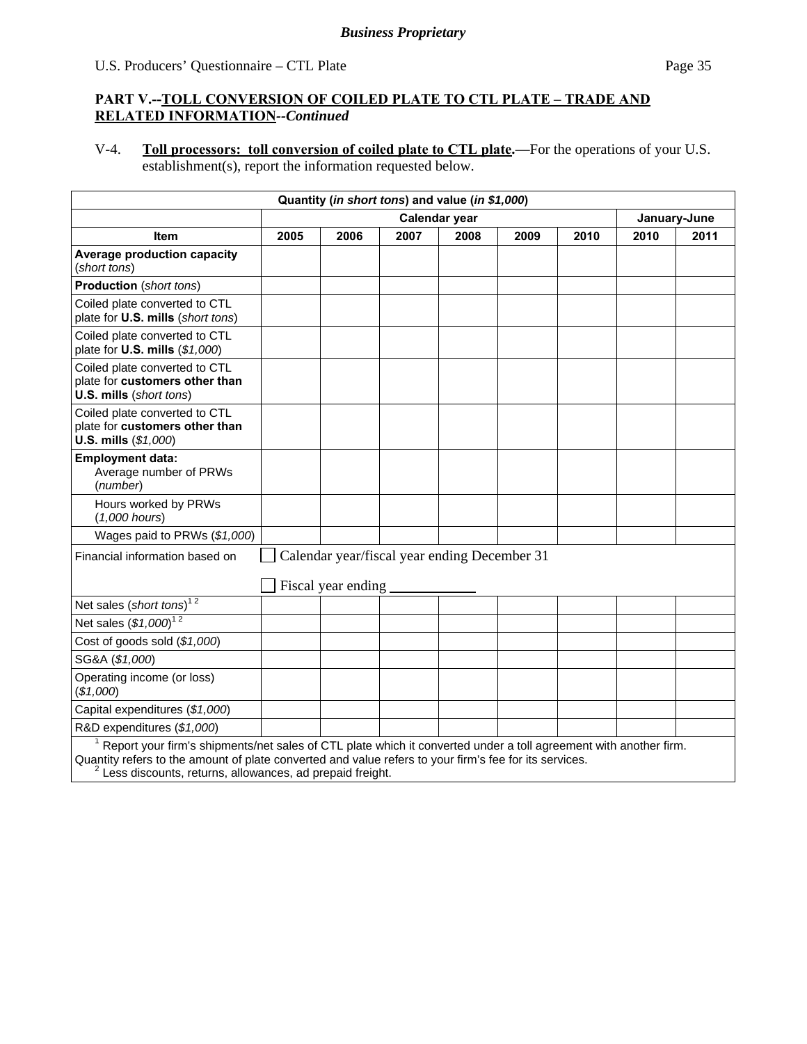*Business Proprietary*

U.S. Producers' Questionnaire – CTL Plate

## PART V.--TOLL CONVERSION OF COILED PLATE TO CTL PLATE – TRADE AND RELATED INFORMATION--*Continued*

V-4. **Toll processors: toll conversion of coiled plate to CTL plate.—**For the operations of your U.S. establishment(s), report the information requested below.

| Quantity (*in short tons*) and value (*in $1,000*) | | | | | | | | |
|---|---|---|---|---|---|---|---|---|
| | Calendar year | | | | | | January-June | |
| **Item** | **2005** | **2006** | **2007** | **2008** | **2009** | **2010** | **2010** | **2011** |
| **Average production capacity** (*short tons*) | | | | | | | | |
| **Production** (*short tons*) | | | | | | | | |
| Coiled plate converted to CTL plate for **U.S. mills** (*short tons*) | | | | | | | | |
| Coiled plate converted to CTL plate for **U.S. mills** (*$1,000*) | | | | | | | | |
| Coiled plate converted to CTL plate for **customers other than U.S. mills** (*short tons*) | | | | | | | | |
| Coiled plate converted to CTL plate for **customers other than U.S. mills** (*$1,000*) | | | | | | | | |
| **Employment data:** Average number of PRWs (*number*) | | | | | | | | |
| Hours worked by PRWs (*1,000 hours*) | | | | | | | | |
| Wages paid to PRWs (*$1,000*) | | | | | | | | |
| Financial information based on | ☐ Calendar year/fiscal year ending December 31 ☐ Fiscal year ending ____________ | | | | | | | |
| Net sales (*short tons*)[1 2] | | | | | | | | |
| Net sales (*$1,000*)[1 2] | | | | | | | | |
| Cost of goods sold (*$1,000*) | | | | | | | | |
| SG&A (*$1,000*) | | | | | | | | |
| Operating income (or loss) (*$1,000*) | | | | | | | | |
| Capital expenditures (*$1,000*) | | | | | | | | |
| R&D expenditures (*$1,000*) | | | | | | | | |

[1] Report your firm's shipments/net sales of CTL plate which it converted under a toll agreement with another firm. Quantity refers to the amount of plate converted and value refers to your firm's fee for its services.
[2] Less discounts, returns, allowances, ad prepaid freight.